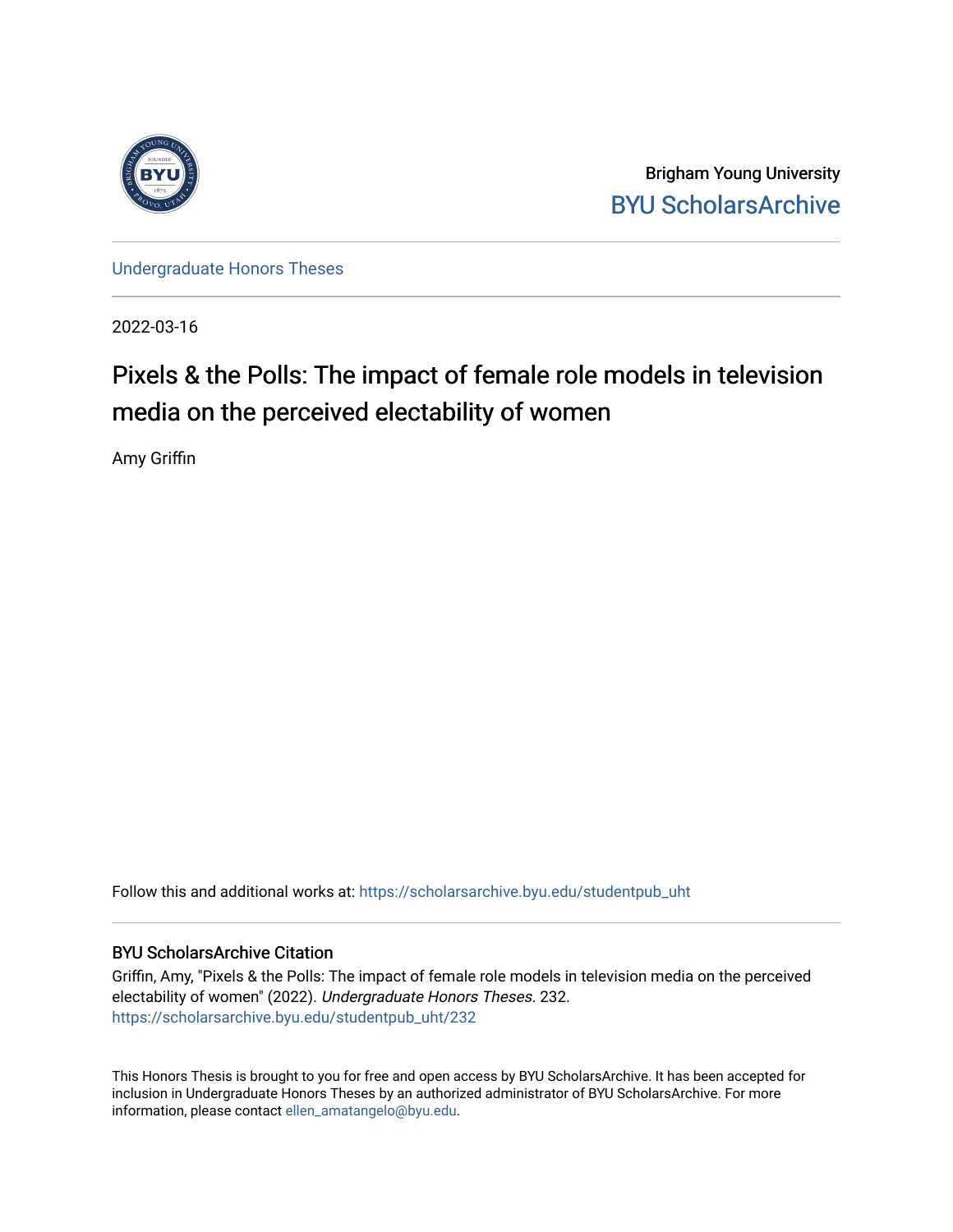Brigham Young University

BYU ScholarsArchive

Undergraduate Honors Theses

2022-03-16

# Pixels & the Polls: The impact of female role models in television media on the perceived electability of women

Amy Griffin

Follow this and additional works at: https://scholarsarchive.byu.edu/studentpub_uht

## BYU ScholarsArchive Citation

Griffin, Amy, "Pixels & the Polls: The impact of female role models in television media on the perceived electability of women" (2022). *Undergraduate Honors Theses*. 232.
https://scholarsarchive.byu.edu/studentpub_uht/232

This Honors Thesis is brought to you for free and open access by BYU ScholarsArchive. It has been accepted for inclusion in Undergraduate Honors Theses by an authorized administrator of BYU ScholarsArchive. For more information, please contact ellen_amatangelo@byu.edu.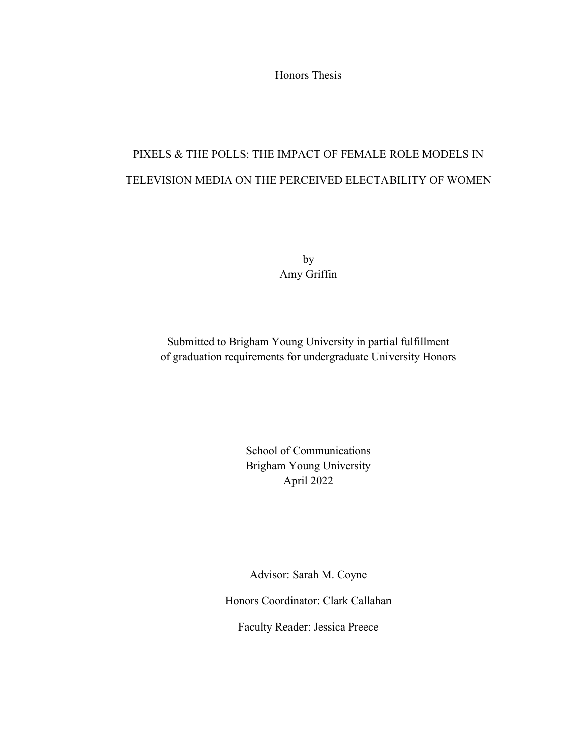Honors Thesis

# PIXELS & THE POLLS: THE IMPACT OF FEMALE ROLE MODELS IN TELEVISION MEDIA ON THE PERCEIVED ELECTABILITY OF WOMEN

by
Amy Griffin

Submitted to Brigham Young University in partial fulfillment of graduation requirements for undergraduate University Honors

School of Communications
Brigham Young University
April 2022

Advisor: Sarah M. Coyne

Honors Coordinator: Clark Callahan

Faculty Reader: Jessica Preece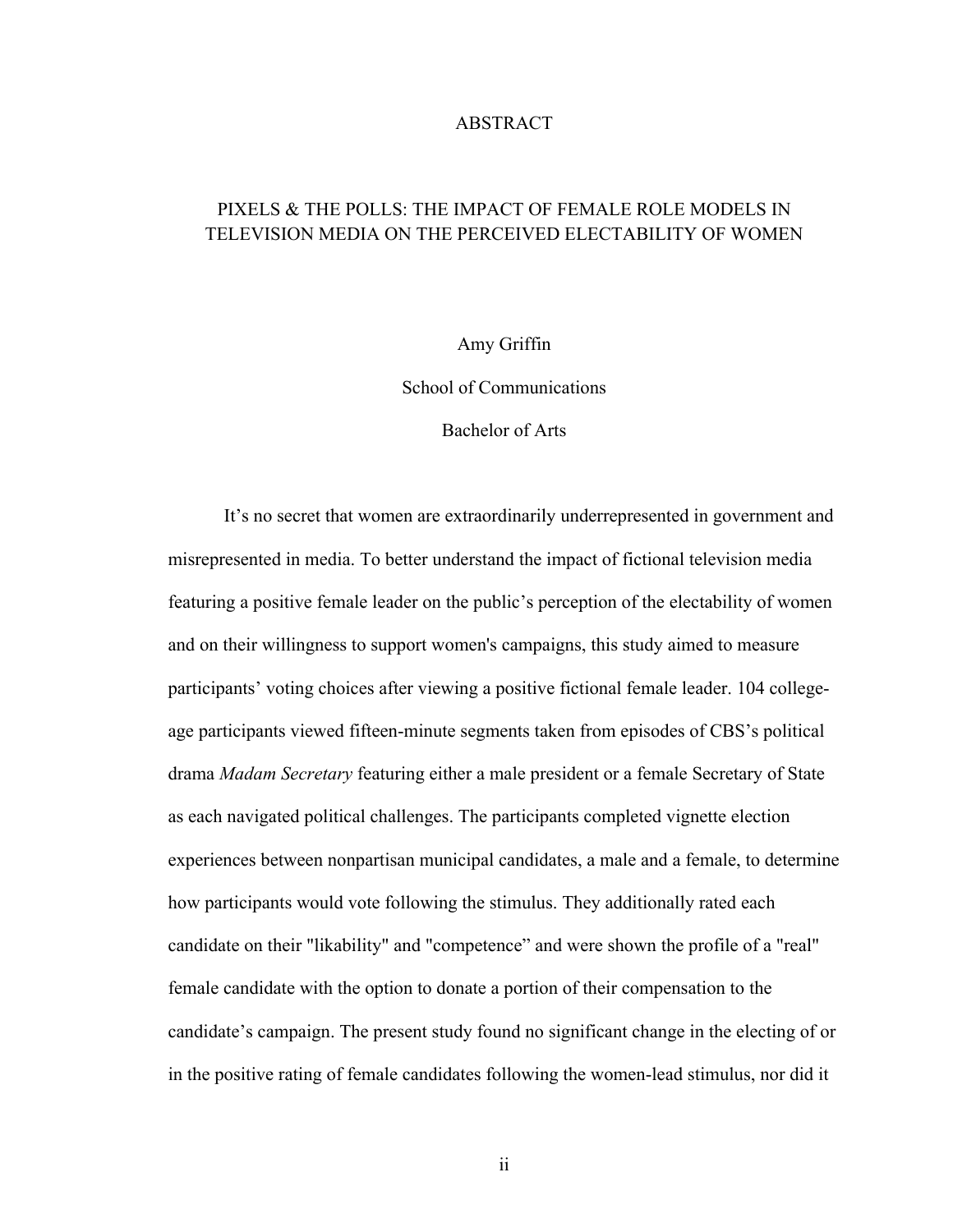# ABSTRACT

## PIXELS & THE POLLS: THE IMPACT OF FEMALE ROLE MODELS IN TELEVISION MEDIA ON THE PERCEIVED ELECTABILITY OF WOMEN

Amy Griffin

School of Communications

Bachelor of Arts

It's no secret that women are extraordinarily underrepresented in government and misrepresented in media. To better understand the impact of fictional television media featuring a positive female leader on the public's perception of the electability of women and on their willingness to support women's campaigns, this study aimed to measure participants' voting choices after viewing a positive fictional female leader. 104 college-age participants viewed fifteen-minute segments taken from episodes of CBS's political drama *Madam Secretary* featuring either a male president or a female Secretary of State as each navigated political challenges. The participants completed vignette election experiences between nonpartisan municipal candidates, a male and a female, to determine how participants would vote following the stimulus. They additionally rated each candidate on their "likability" and "competence" and were shown the profile of a "real" female candidate with the option to donate a portion of their compensation to the candidate's campaign. The present study found no significant change in the electing of or in the positive rating of female candidates following the women-lead stimulus, nor did it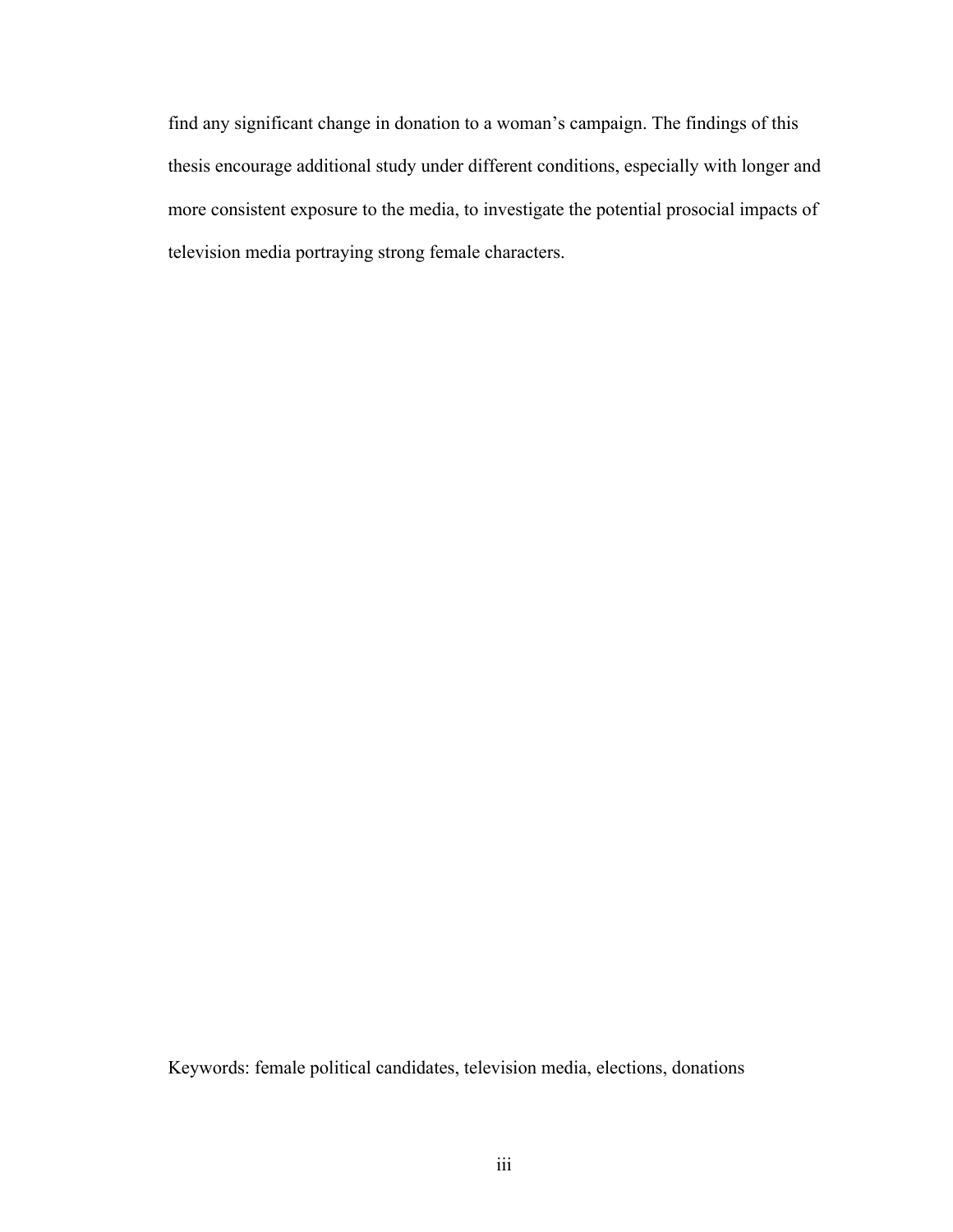find any significant change in donation to a woman’s campaign. The findings of this thesis encourage additional study under different conditions, especially with longer and more consistent exposure to the media, to investigate the potential prosocial impacts of television media portraying strong female characters.

Keywords: female political candidates, television media, elections, donations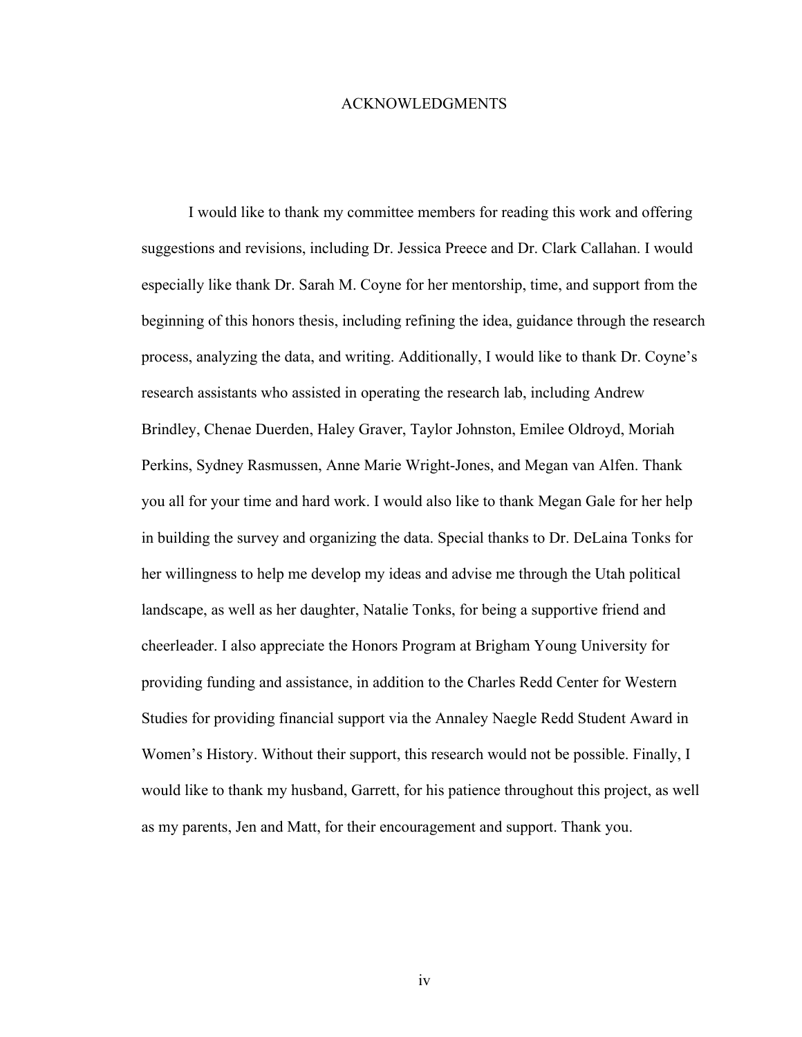# ACKNOWLEDGMENTS

I would like to thank my committee members for reading this work and offering suggestions and revisions, including Dr. Jessica Preece and Dr. Clark Callahan. I would especially like thank Dr. Sarah M. Coyne for her mentorship, time, and support from the beginning of this honors thesis, including refining the idea, guidance through the research process, analyzing the data, and writing. Additionally, I would like to thank Dr. Coyne's research assistants who assisted in operating the research lab, including Andrew Brindley, Chenae Duerden, Haley Graver, Taylor Johnston, Emilee Oldroyd, Moriah Perkins, Sydney Rasmussen, Anne Marie Wright-Jones, and Megan van Alfen. Thank you all for your time and hard work. I would also like to thank Megan Gale for her help in building the survey and organizing the data. Special thanks to Dr. DeLaina Tonks for her willingness to help me develop my ideas and advise me through the Utah political landscape, as well as her daughter, Natalie Tonks, for being a supportive friend and cheerleader. I also appreciate the Honors Program at Brigham Young University for providing funding and assistance, in addition to the Charles Redd Center for Western Studies for providing financial support via the Annaley Naegle Redd Student Award in Women's History. Without their support, this research would not be possible. Finally, I would like to thank my husband, Garrett, for his patience throughout this project, as well as my parents, Jen and Matt, for their encouragement and support. Thank you.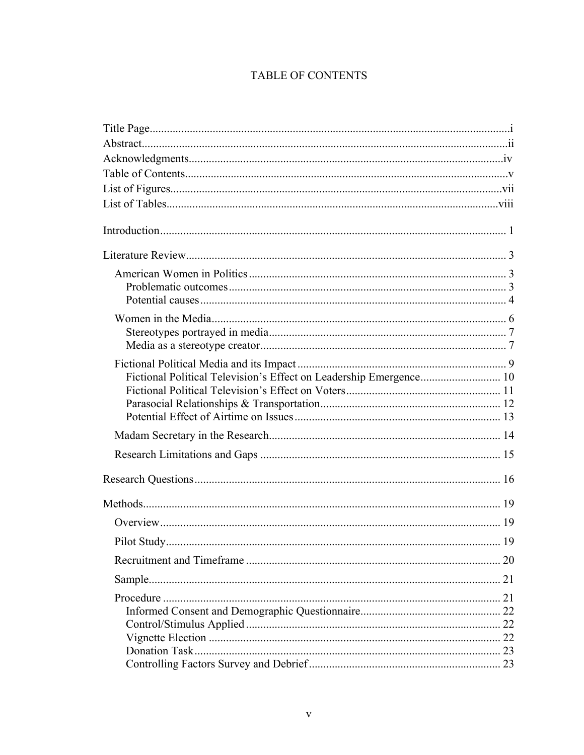# TABLE OF CONTENTS

Title Page....................................................................................................................i
Abstract.......................................................................................................................ii
Acknowledgments......................................................................................................iv
Table of Contents........................................................................................................v
List of Figures...........................................................................................................vii
List of Tables............................................................................................................viii

Introduction.................................................................................................................1

Literature Review.........................................................................................................3

- American Women in Politics......................................................................................3
  - Problematic outcomes...........................................................................................3
  - Potential causes....................................................................................................4
- Women in the Media...................................................................................................6
  - Stereotypes portrayed in media..............................................................................7
  - Media as a stereotype creator.................................................................................7
- Fictional Political Media and its Impact......................................................................9
  - Fictional Political Television's Effect on Leadership Emergence..............................10
  - Fictional Political Television's Effect on Voters.......................................................11
  - Parasocial Relationships & Transportation...............................................................12
  - Potential Effect of Airtime on Issues.......................................................................13
- Madam Secretary in the Research.............................................................................14
- Research Limitations and Gaps.................................................................................15

Research Questions.....................................................................................................16

Methods......................................................................................................................19

- Overview...................................................................................................................19
- Pilot Study................................................................................................................19
- Recruitment and Timeframe......................................................................................20
- Sample......................................................................................................................21
- Procedure..................................................................................................................21
  - Informed Consent and Demographic Questionnaire...................................................22
  - Control/Stimulus Applied........................................................................................22
  - Vignette Election....................................................................................................22
  - Donation Task.........................................................................................................23
  - Controlling Factors Survey and Debrief...................................................................23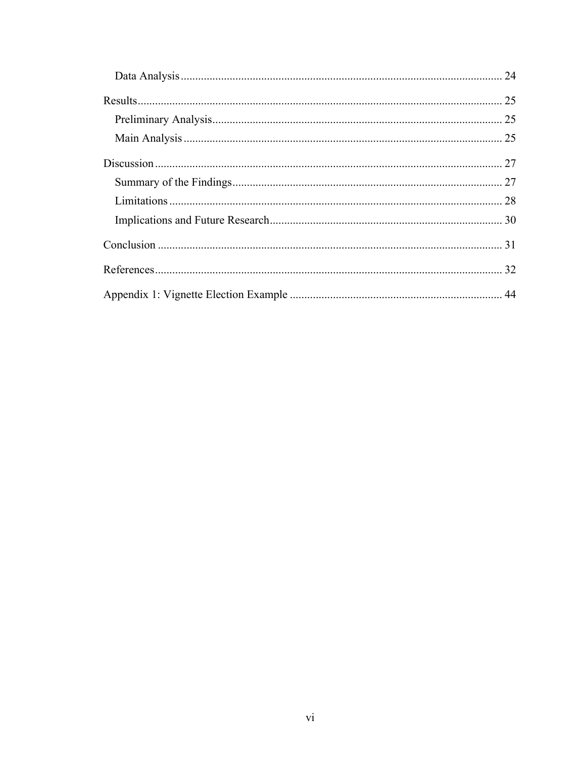Data Analysis ............................................................................................................. 24

Results ........................................................................................................................ 25

Preliminary Analysis ................................................................................................... 25

Main Analysis ............................................................................................................. 25

Discussion .................................................................................................................. 27

Summary of the Findings ............................................................................................ 27

Limitations .................................................................................................................. 28

Implications and Future Research ............................................................................... 30

Conclusion .................................................................................................................. 31

References ................................................................................................................... 32

Appendix 1: Vignette Election Example ...................................................................... 44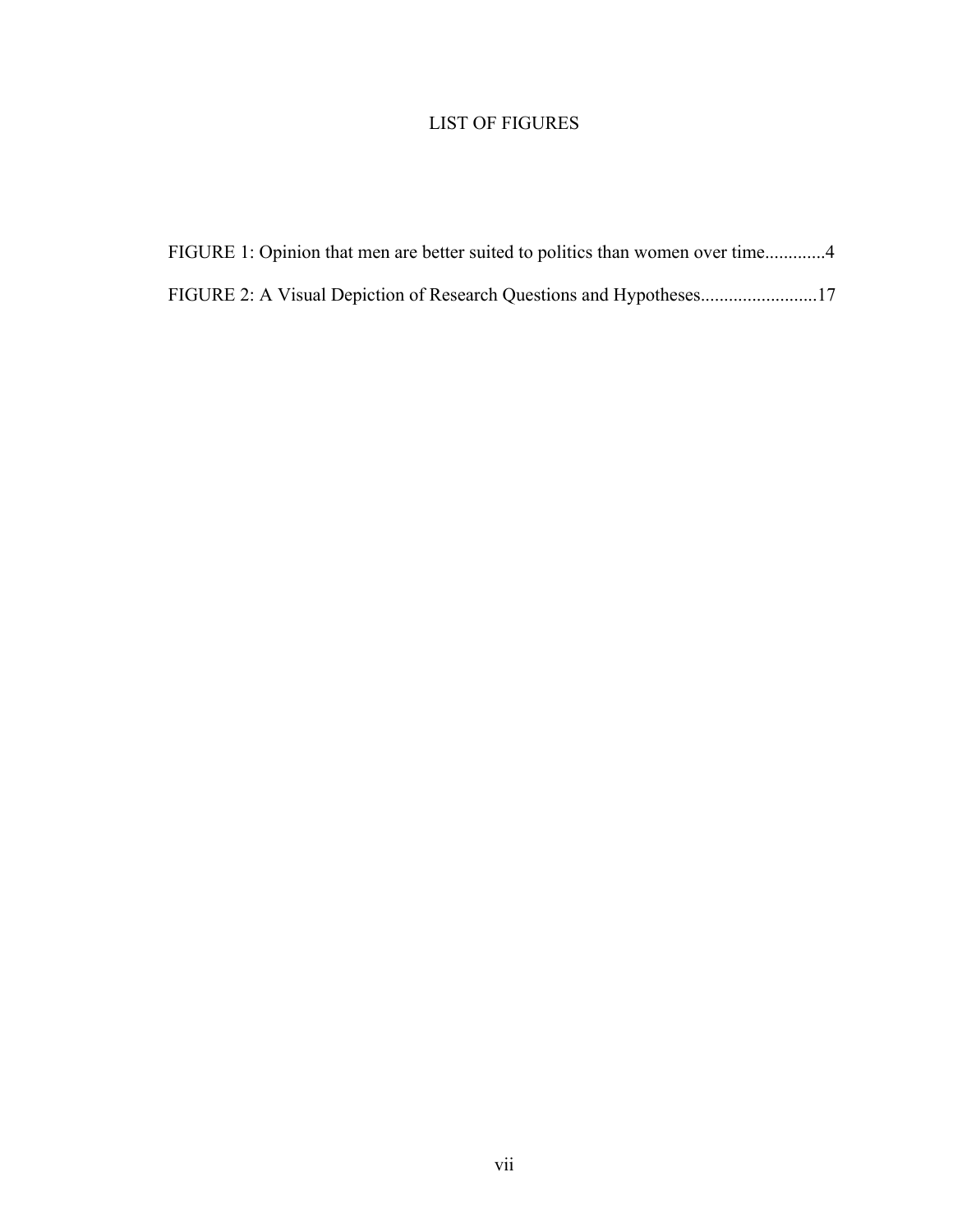# LIST OF FIGURES

FIGURE 1: Opinion that men are better suited to politics than women over time............4

FIGURE 2: A Visual Depiction of Research Questions and Hypotheses.........................17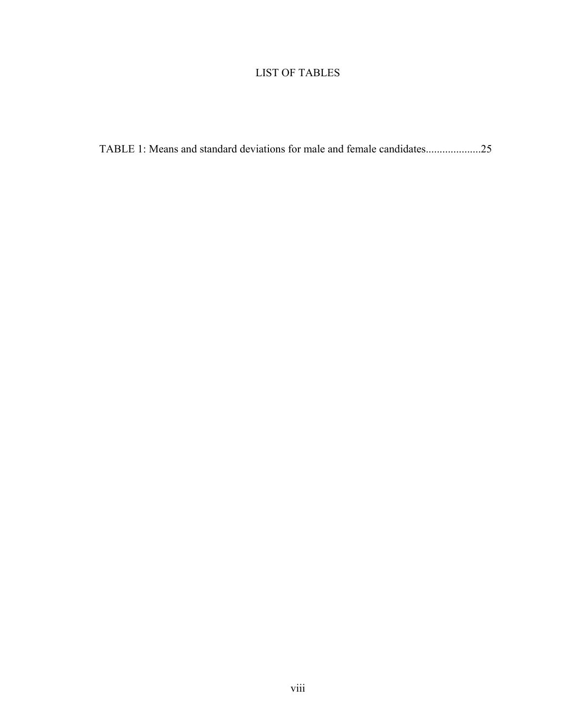# LIST OF TABLES

TABLE 1: Means and standard deviations for male and female candidates....................25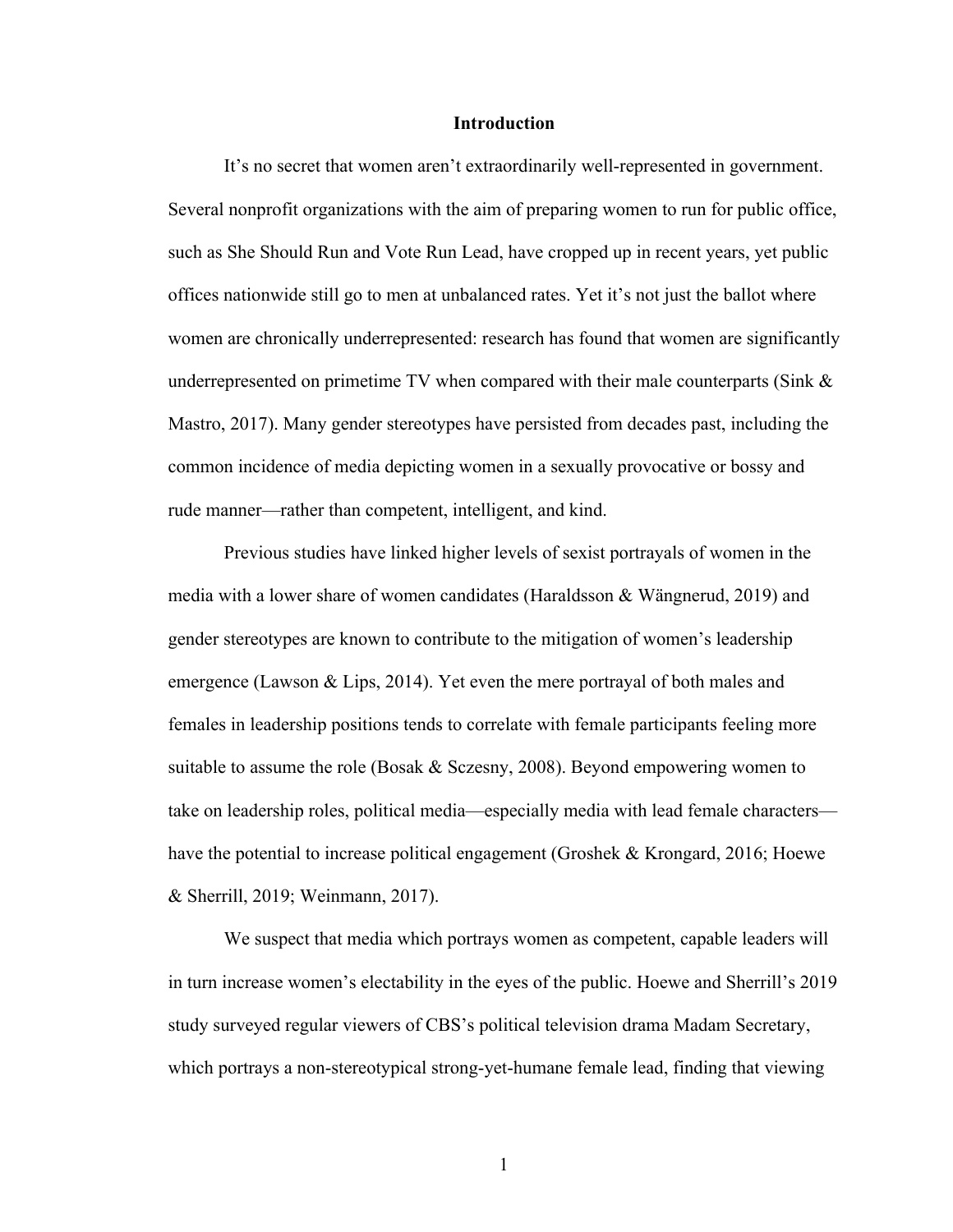# Introduction

It's no secret that women aren't extraordinarily well-represented in government. Several nonprofit organizations with the aim of preparing women to run for public office, such as She Should Run and Vote Run Lead, have cropped up in recent years, yet public offices nationwide still go to men at unbalanced rates. Yet it's not just the ballot where women are chronically underrepresented: research has found that women are significantly underrepresented on primetime TV when compared with their male counterparts (Sink & Mastro, 2017). Many gender stereotypes have persisted from decades past, including the common incidence of media depicting women in a sexually provocative or bossy and rude manner—rather than competent, intelligent, and kind.

Previous studies have linked higher levels of sexist portrayals of women in the media with a lower share of women candidates (Haraldsson & Wängnerud, 2019) and gender stereotypes are known to contribute to the mitigation of women's leadership emergence (Lawson & Lips, 2014). Yet even the mere portrayal of both males and females in leadership positions tends to correlate with female participants feeling more suitable to assume the role (Bosak & Sczesny, 2008). Beyond empowering women to take on leadership roles, political media—especially media with lead female characters—have the potential to increase political engagement (Groshek & Krongard, 2016; Hoewe & Sherrill, 2019; Weinmann, 2017).

We suspect that media which portrays women as competent, capable leaders will in turn increase women's electability in the eyes of the public. Hoewe and Sherrill's 2019 study surveyed regular viewers of CBS's political television drama Madam Secretary, which portrays a non-stereotypical strong-yet-humane female lead, finding that viewing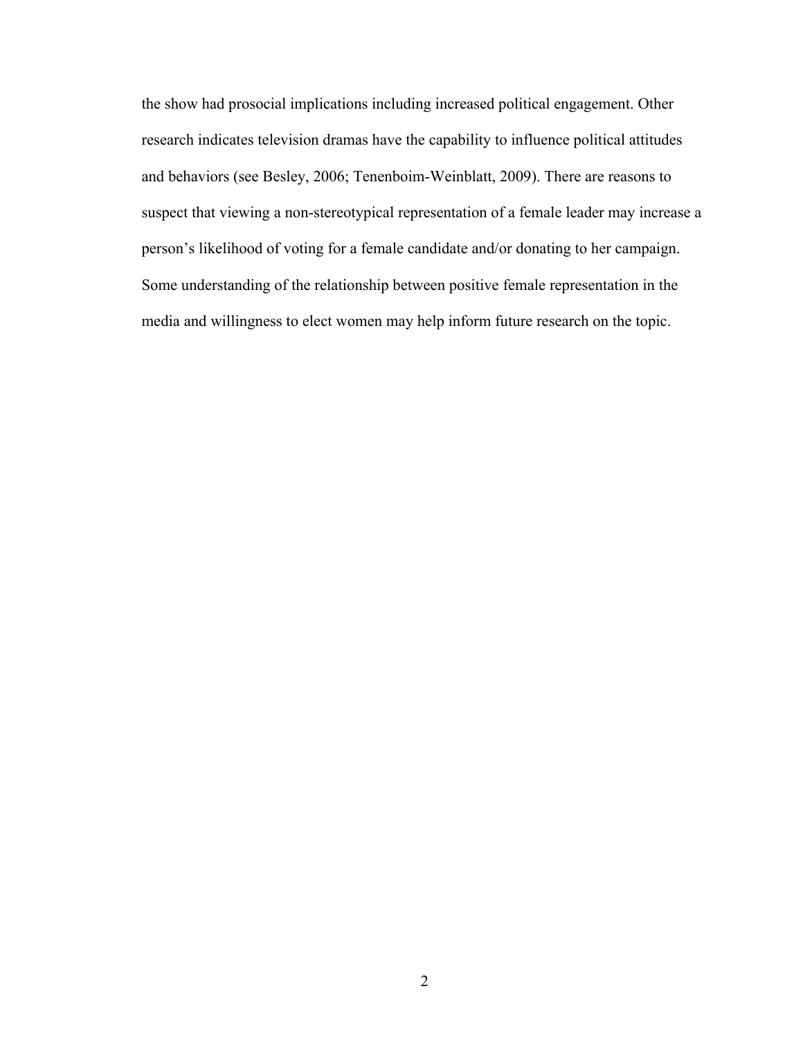the show had prosocial implications including increased political engagement. Other research indicates television dramas have the capability to influence political attitudes and behaviors (see Besley, 2006; Tenenboim-Weinblatt, 2009). There are reasons to suspect that viewing a non-stereotypical representation of a female leader may increase a person's likelihood of voting for a female candidate and/or donating to her campaign. Some understanding of the relationship between positive female representation in the media and willingness to elect women may help inform future research on the topic.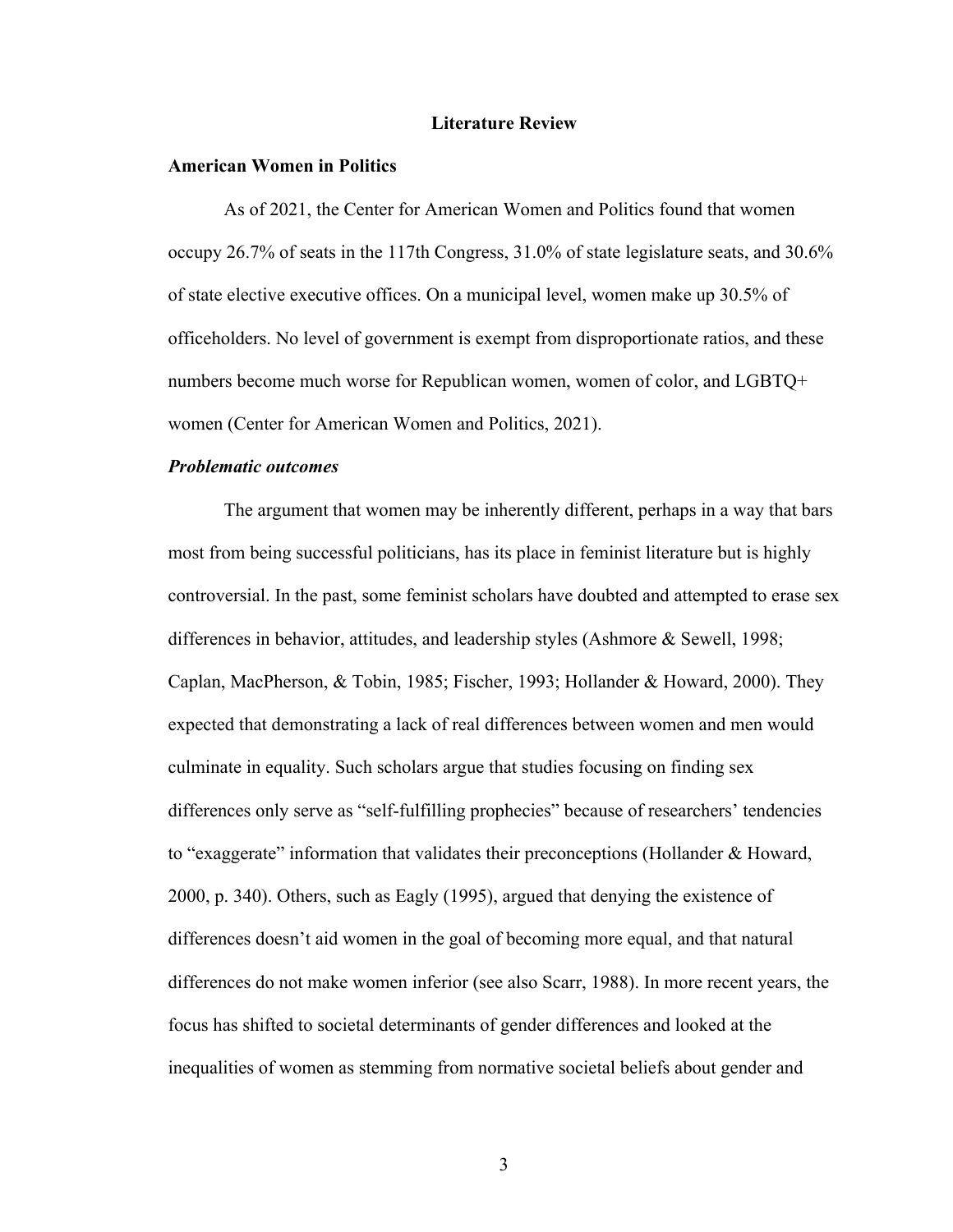# Literature Review

## American Women in Politics

As of 2021, the Center for American Women and Politics found that women occupy 26.7% of seats in the 117th Congress, 31.0% of state legislature seats, and 30.6% of state elective executive offices. On a municipal level, women make up 30.5% of officeholders. No level of government is exempt from disproportionate ratios, and these numbers become much worse for Republican women, women of color, and LGBTQ+ women (Center for American Women and Politics, 2021).

### *Problematic outcomes*

The argument that women may be inherently different, perhaps in a way that bars most from being successful politicians, has its place in feminist literature but is highly controversial. In the past, some feminist scholars have doubted and attempted to erase sex differences in behavior, attitudes, and leadership styles (Ashmore & Sewell, 1998; Caplan, MacPherson, & Tobin, 1985; Fischer, 1993; Hollander & Howard, 2000). They expected that demonstrating a lack of real differences between women and men would culminate in equality. Such scholars argue that studies focusing on finding sex differences only serve as "self-fulfilling prophecies" because of researchers' tendencies to "exaggerate" information that validates their preconceptions (Hollander & Howard, 2000, p. 340). Others, such as Eagly (1995), argued that denying the existence of differences doesn't aid women in the goal of becoming more equal, and that natural differences do not make women inferior (see also Scarr, 1988). In more recent years, the focus has shifted to societal determinants of gender differences and looked at the inequalities of women as stemming from normative societal beliefs about gender and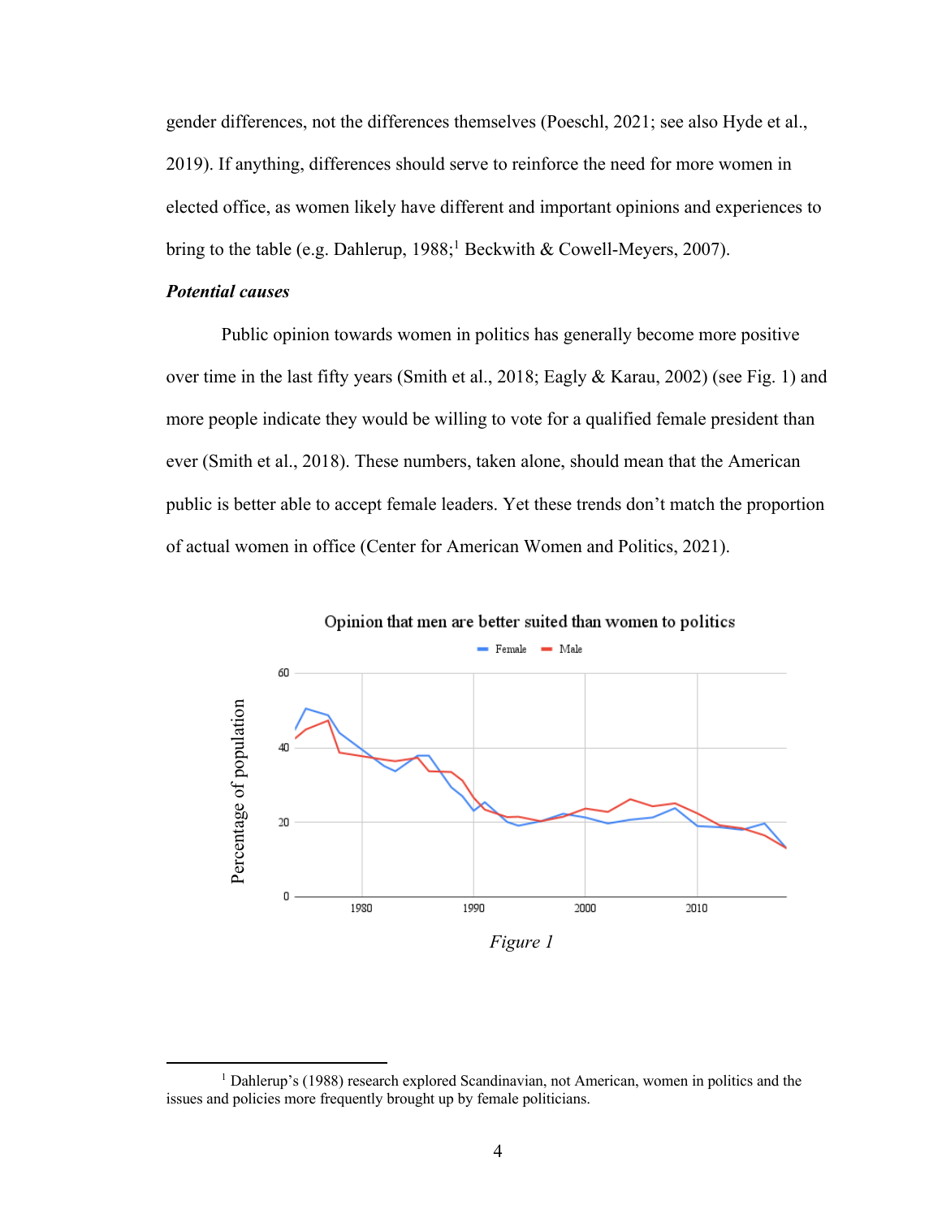gender differences, not the differences themselves (Poeschl, 2021; see also Hyde et al., 2019). If anything, differences should serve to reinforce the need for more women in elected office, as women likely have different and important opinions and experiences to bring to the table (e.g. Dahlerup, 1988;[1] Beckwith & Cowell-Meyers, 2007).

***Potential causes***

Public opinion towards women in politics has generally become more positive over time in the last fifty years (Smith et al., 2018; Eagly & Karau, 2002) (see Fig. 1) and more people indicate they would be willing to vote for a qualified female president than ever (Smith et al., 2018). These numbers, taken alone, should mean that the American public is better able to accept female leaders. Yet these trends don't match the proportion of actual women in office (Center for American Women and Politics, 2021).

*Figure 1*

[1] Dahlerup's (1988) research explored Scandinavian, not American, women in politics and the issues and policies more frequently brought up by female politicians.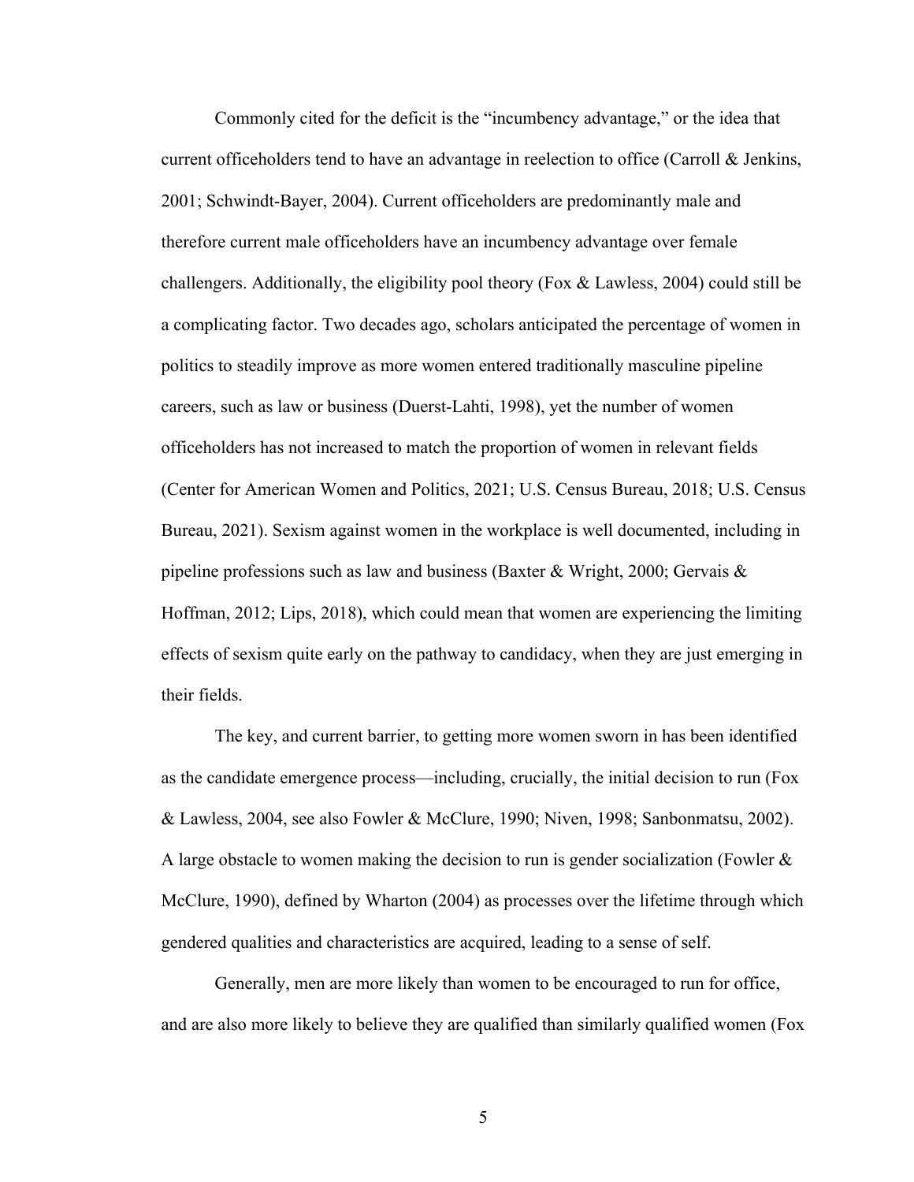Commonly cited for the deficit is the "incumbency advantage," or the idea that current officeholders tend to have an advantage in reelection to office (Carroll & Jenkins, 2001; Schwindt-Bayer, 2004). Current officeholders are predominantly male and therefore current male officeholders have an incumbency advantage over female challengers. Additionally, the eligibility pool theory (Fox & Lawless, 2004) could still be a complicating factor. Two decades ago, scholars anticipated the percentage of women in politics to steadily improve as more women entered traditionally masculine pipeline careers, such as law or business (Duerst-Lahti, 1998), yet the number of women officeholders has not increased to match the proportion of women in relevant fields (Center for American Women and Politics, 2021; U.S. Census Bureau, 2018; U.S. Census Bureau, 2021). Sexism against women in the workplace is well documented, including in pipeline professions such as law and business (Baxter & Wright, 2000; Gervais & Hoffman, 2012; Lips, 2018), which could mean that women are experiencing the limiting effects of sexism quite early on the pathway to candidacy, when they are just emerging in their fields.

The key, and current barrier, to getting more women sworn in has been identified as the candidate emergence process—including, crucially, the initial decision to run (Fox & Lawless, 2004, see also Fowler & McClure, 1990; Niven, 1998; Sanbonmatsu, 2002). A large obstacle to women making the decision to run is gender socialization (Fowler & McClure, 1990), defined by Wharton (2004) as processes over the lifetime through which gendered qualities and characteristics are acquired, leading to a sense of self.

Generally, men are more likely than women to be encouraged to run for office, and are also more likely to believe they are qualified than similarly qualified women (Fox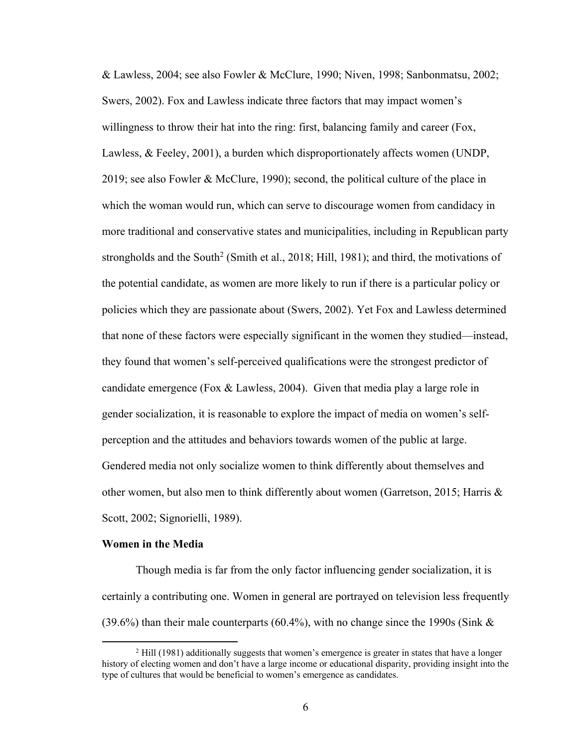& Lawless, 2004; see also Fowler & McClure, 1990; Niven, 1998; Sanbonmatsu, 2002; Swers, 2002). Fox and Lawless indicate three factors that may impact women's willingness to throw their hat into the ring: first, balancing family and career (Fox, Lawless, & Feeley, 2001), a burden which disproportionately affects women (UNDP, 2019; see also Fowler & McClure, 1990); second, the political culture of the place in which the woman would run, which can serve to discourage women from candidacy in more traditional and conservative states and municipalities, including in Republican party strongholds and the South[2] (Smith et al., 2018; Hill, 1981); and third, the motivations of the potential candidate, as women are more likely to run if there is a particular policy or policies which they are passionate about (Swers, 2002). Yet Fox and Lawless determined that none of these factors were especially significant in the women they studied—instead, they found that women's self-perceived qualifications were the strongest predictor of candidate emergence (Fox & Lawless, 2004). Given that media play a large role in gender socialization, it is reasonable to explore the impact of media on women's self-perception and the attitudes and behaviors towards women of the public at large. Gendered media not only socialize women to think differently about themselves and other women, but also men to think differently about women (Garretson, 2015; Harris & Scott, 2002; Signorielli, 1989).

**Women in the Media**

Though media is far from the only factor influencing gender socialization, it is certainly a contributing one. Women in general are portrayed on television less frequently (39.6%) than their male counterparts (60.4%), with no change since the 1990s (Sink &

[2] Hill (1981) additionally suggests that women's emergence is greater in states that have a longer history of electing women and don't have a large income or educational disparity, providing insight into the type of cultures that would be beneficial to women's emergence as candidates.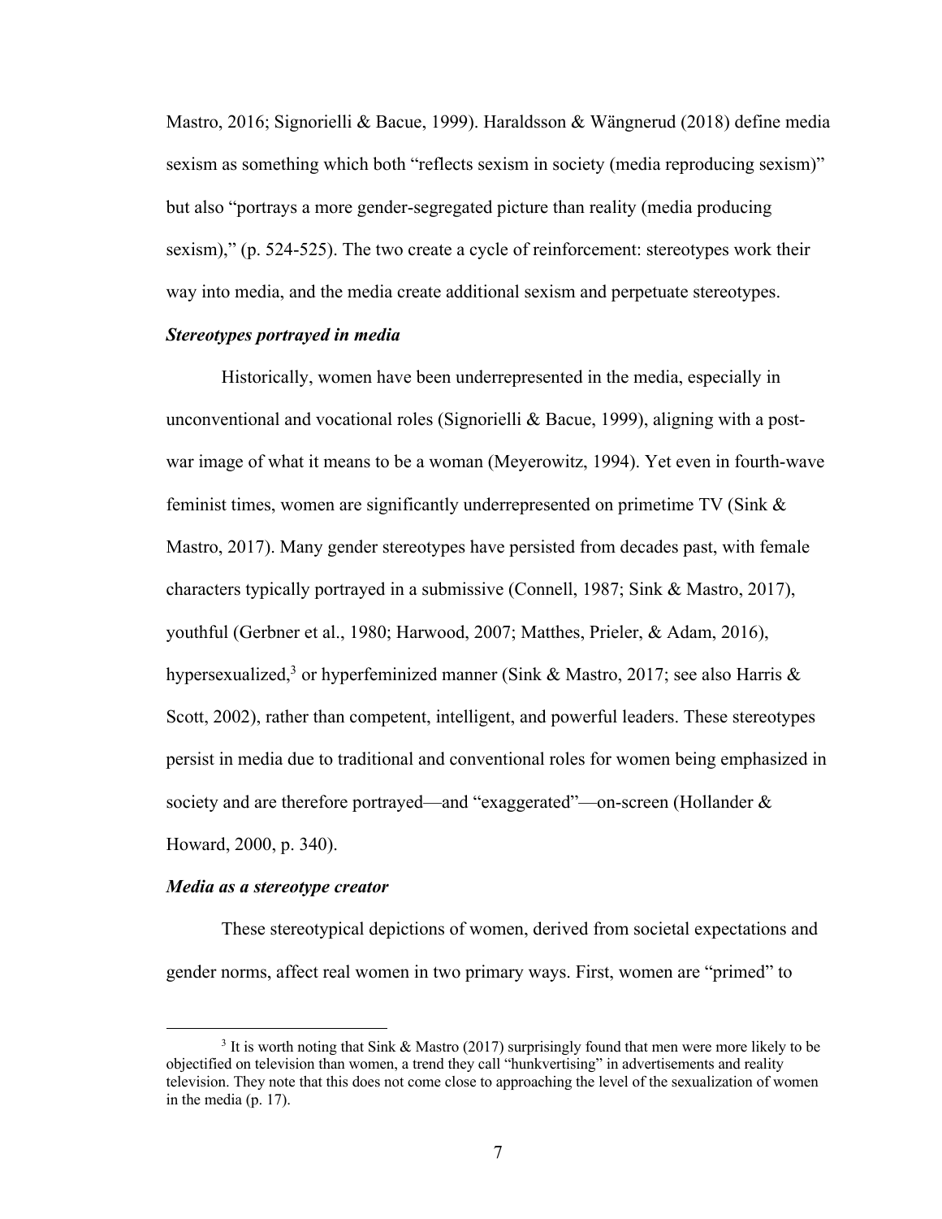Mastro, 2016; Signorielli & Bacue, 1999). Haraldsson & Wängnerud (2018) define media sexism as something which both "reflects sexism in society (media reproducing sexism)" but also "portrays a more gender-segregated picture than reality (media producing sexism)," (p. 524-525). The two create a cycle of reinforcement: stereotypes work their way into media, and the media create additional sexism and perpetuate stereotypes.

### *Stereotypes portrayed in media*

Historically, women have been underrepresented in the media, especially in unconventional and vocational roles (Signorielli & Bacue, 1999), aligning with a post-war image of what it means to be a woman (Meyerowitz, 1994). Yet even in fourth-wave feminist times, women are significantly underrepresented on primetime TV (Sink & Mastro, 2017). Many gender stereotypes have persisted from decades past, with female characters typically portrayed in a submissive (Connell, 1987; Sink & Mastro, 2017), youthful (Gerbner et al., 1980; Harwood, 2007; Matthes, Prieler, & Adam, 2016), hypersexualized,[3] or hyperfeminized manner (Sink & Mastro, 2017; see also Harris & Scott, 2002), rather than competent, intelligent, and powerful leaders. These stereotypes persist in media due to traditional and conventional roles for women being emphasized in society and are therefore portrayed—and "exaggerated"—on-screen (Hollander & Howard, 2000, p. 340).

### *Media as a stereotype creator*

These stereotypical depictions of women, derived from societal expectations and gender norms, affect real women in two primary ways. First, women are "primed" to

---

[3] It is worth noting that Sink & Mastro (2017) surprisingly found that men were more likely to be objectified on television than women, a trend they call "hunkvertising" in advertisements and reality television. They note that this does not come close to approaching the level of the sexualization of women in the media (p. 17).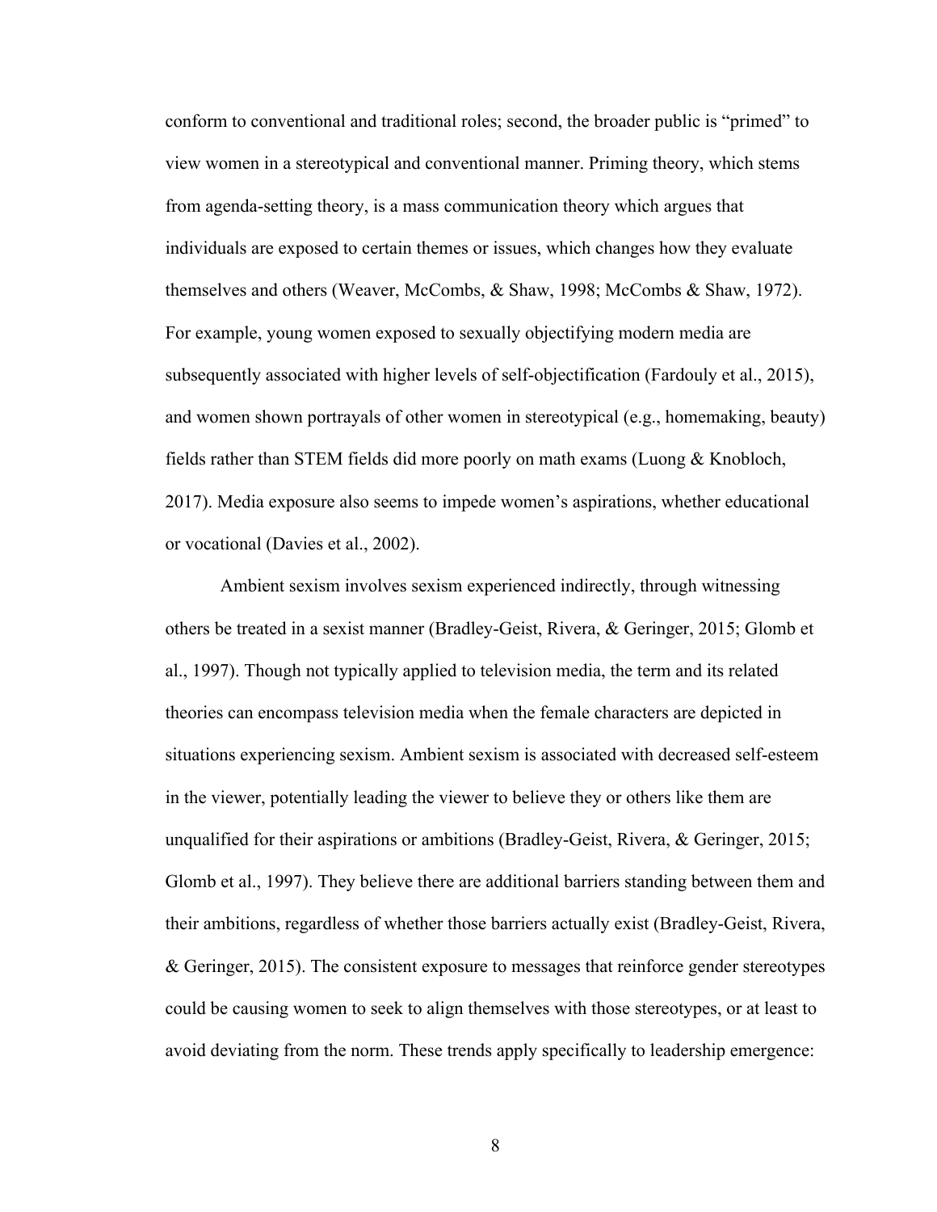conform to conventional and traditional roles; second, the broader public is "primed" to view women in a stereotypical and conventional manner. Priming theory, which stems from agenda-setting theory, is a mass communication theory which argues that individuals are exposed to certain themes or issues, which changes how they evaluate themselves and others (Weaver, McCombs, & Shaw, 1998; McCombs & Shaw, 1972). For example, young women exposed to sexually objectifying modern media are subsequently associated with higher levels of self-objectification (Fardouly et al., 2015), and women shown portrayals of other women in stereotypical (e.g., homemaking, beauty) fields rather than STEM fields did more poorly on math exams (Luong & Knobloch, 2017). Media exposure also seems to impede women's aspirations, whether educational or vocational (Davies et al., 2002).

Ambient sexism involves sexism experienced indirectly, through witnessing others be treated in a sexist manner (Bradley-Geist, Rivera, & Geringer, 2015; Glomb et al., 1997). Though not typically applied to television media, the term and its related theories can encompass television media when the female characters are depicted in situations experiencing sexism. Ambient sexism is associated with decreased self-esteem in the viewer, potentially leading the viewer to believe they or others like them are unqualified for their aspirations or ambitions (Bradley-Geist, Rivera, & Geringer, 2015; Glomb et al., 1997). They believe there are additional barriers standing between them and their ambitions, regardless of whether those barriers actually exist (Bradley-Geist, Rivera, & Geringer, 2015). The consistent exposure to messages that reinforce gender stereotypes could be causing women to seek to align themselves with those stereotypes, or at least to avoid deviating from the norm. These trends apply specifically to leadership emergence: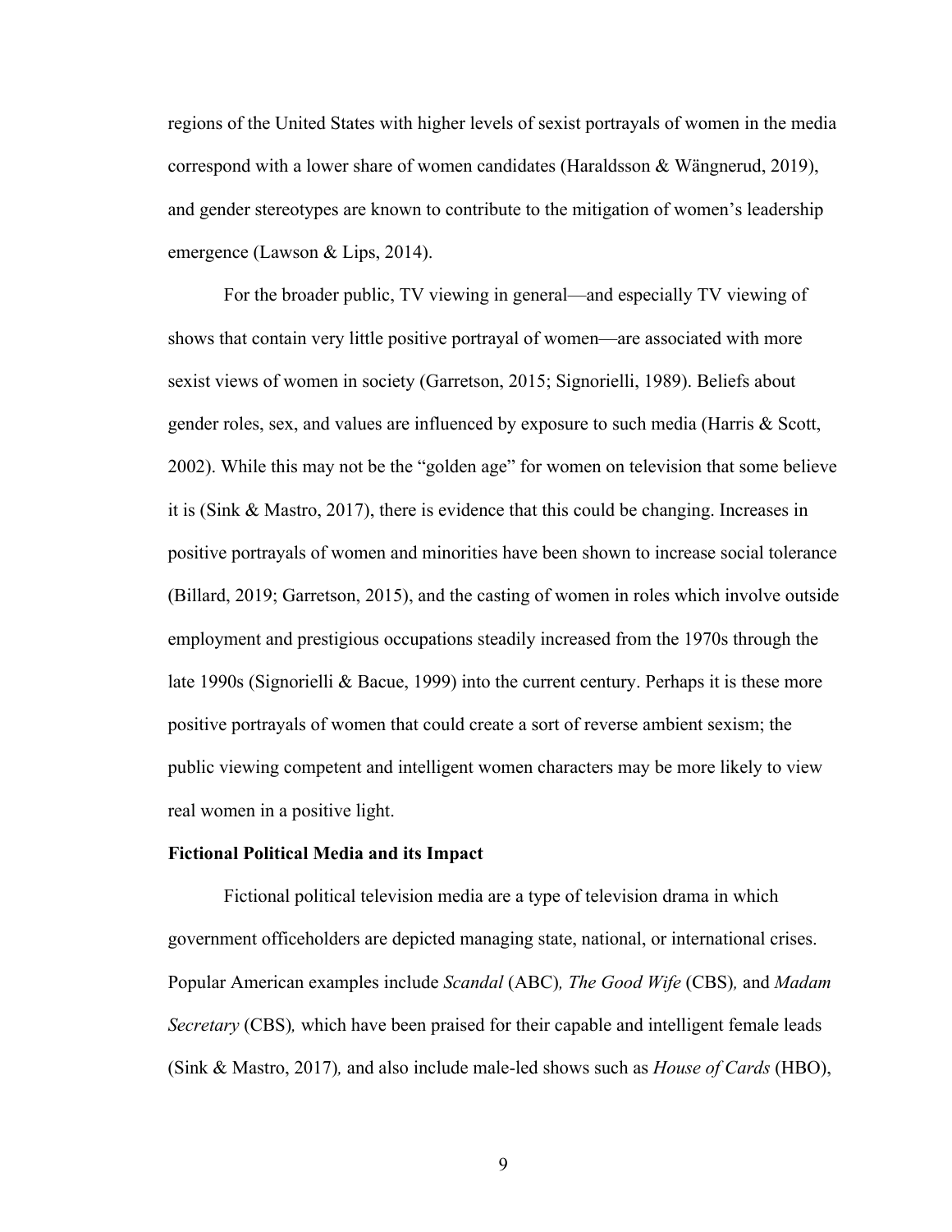regions of the United States with higher levels of sexist portrayals of women in the media correspond with a lower share of women candidates (Haraldsson & Wängnerud, 2019), and gender stereotypes are known to contribute to the mitigation of women's leadership emergence (Lawson & Lips, 2014).

For the broader public, TV viewing in general—and especially TV viewing of shows that contain very little positive portrayal of women—are associated with more sexist views of women in society (Garretson, 2015; Signorielli, 1989). Beliefs about gender roles, sex, and values are influenced by exposure to such media (Harris & Scott, 2002). While this may not be the "golden age" for women on television that some believe it is (Sink & Mastro, 2017), there is evidence that this could be changing. Increases in positive portrayals of women and minorities have been shown to increase social tolerance (Billard, 2019; Garretson, 2015), and the casting of women in roles which involve outside employment and prestigious occupations steadily increased from the 1970s through the late 1990s (Signorielli & Bacue, 1999) into the current century. Perhaps it is these more positive portrayals of women that could create a sort of reverse ambient sexism; the public viewing competent and intelligent women characters may be more likely to view real women in a positive light.

**Fictional Political Media and its Impact**

Fictional political television media are a type of television drama in which government officeholders are depicted managing state, national, or international crises. Popular American examples include *Scandal* (ABC), *The Good Wife* (CBS), and *Madam Secretary* (CBS), which have been praised for their capable and intelligent female leads (Sink & Mastro, 2017), and also include male-led shows such as *House of Cards* (HBO),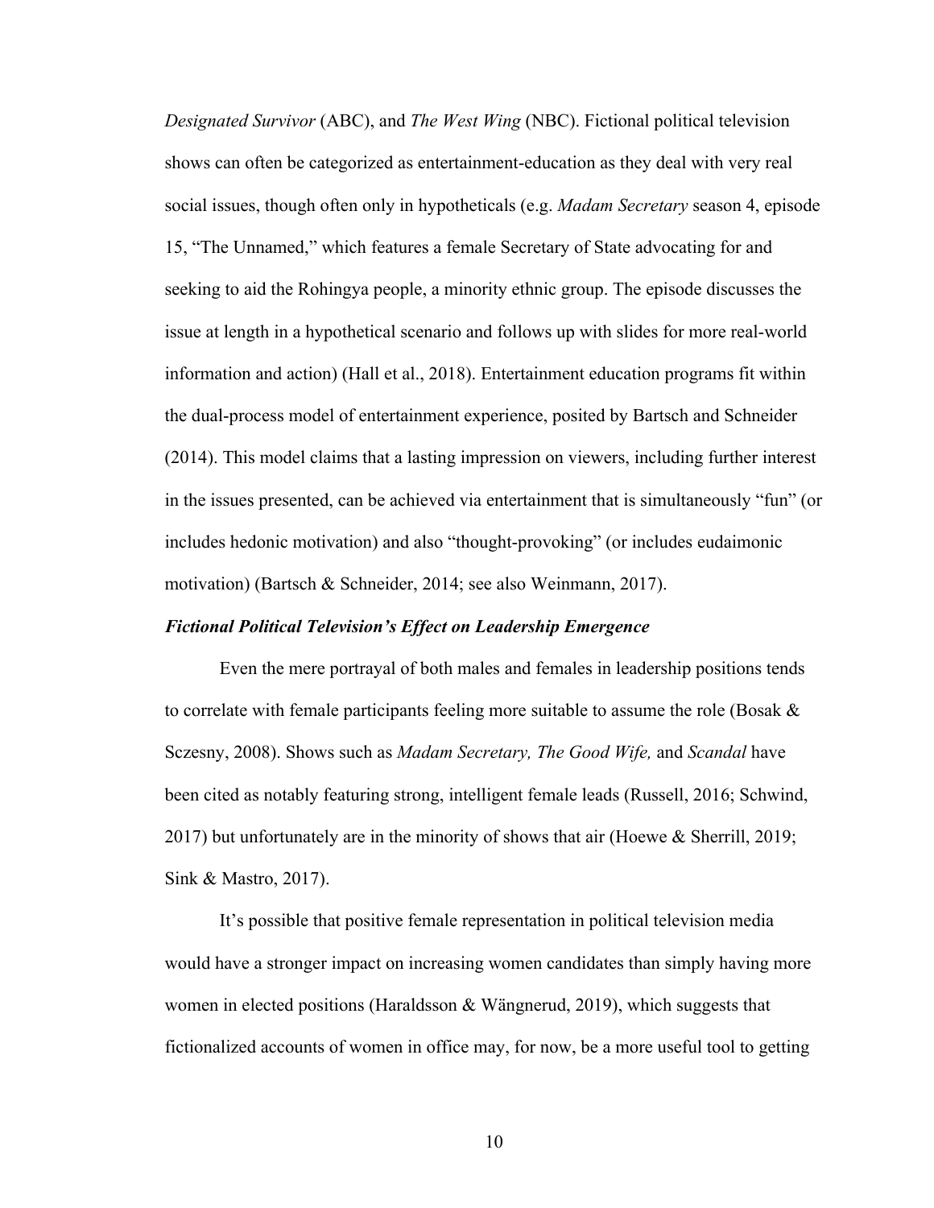*Designated Survivor* (ABC), and *The West Wing* (NBC). Fictional political television shows can often be categorized as entertainment-education as they deal with very real social issues, though often only in hypotheticals (e.g. *Madam Secretary* season 4, episode 15, "The Unnamed," which features a female Secretary of State advocating for and seeking to aid the Rohingya people, a minority ethnic group. The episode discusses the issue at length in a hypothetical scenario and follows up with slides for more real-world information and action) (Hall et al., 2018). Entertainment education programs fit within the dual-process model of entertainment experience, posited by Bartsch and Schneider (2014). This model claims that a lasting impression on viewers, including further interest in the issues presented, can be achieved via entertainment that is simultaneously "fun" (or includes hedonic motivation) and also "thought-provoking" (or includes eudaimonic motivation) (Bartsch & Schneider, 2014; see also Weinmann, 2017).

### ***Fictional Political Television's Effect on Leadership Emergence***

Even the mere portrayal of both males and females in leadership positions tends to correlate with female participants feeling more suitable to assume the role (Bosak & Sczesny, 2008). Shows such as *Madam Secretary, The Good Wife,* and *Scandal* have been cited as notably featuring strong, intelligent female leads (Russell, 2016; Schwind, 2017) but unfortunately are in the minority of shows that air (Hoewe & Sherrill, 2019; Sink & Mastro, 2017).

It's possible that positive female representation in political television media would have a stronger impact on increasing women candidates than simply having more women in elected positions (Haraldsson & Wängnerud, 2019), which suggests that fictionalized accounts of women in office may, for now, be a more useful tool to getting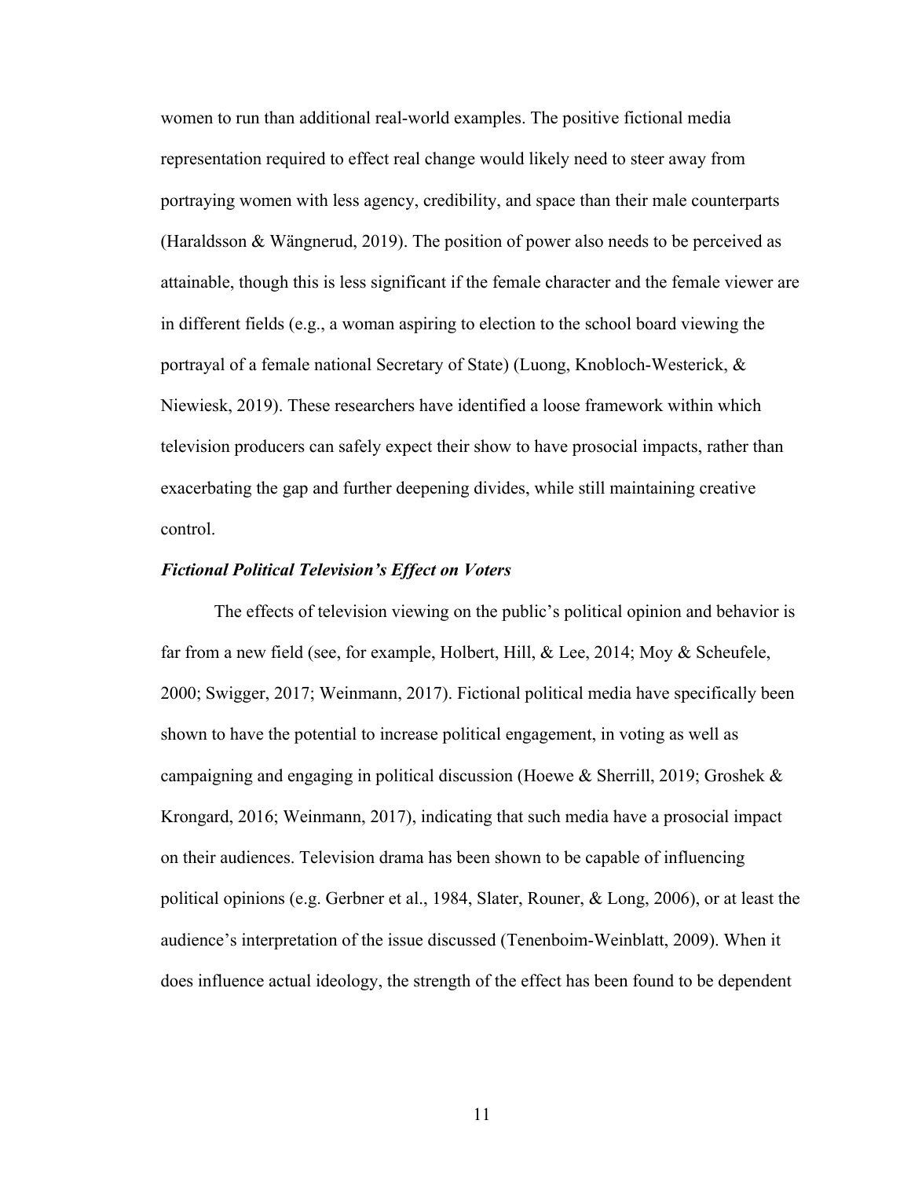women to run than additional real-world examples. The positive fictional media representation required to effect real change would likely need to steer away from portraying women with less agency, credibility, and space than their male counterparts (Haraldsson & Wängnerud, 2019). The position of power also needs to be perceived as attainable, though this is less significant if the female character and the female viewer are in different fields (e.g., a woman aspiring to election to the school board viewing the portrayal of a female national Secretary of State) (Luong, Knobloch-Westerick, & Niewiesk, 2019). These researchers have identified a loose framework within which television producers can safely expect their show to have prosocial impacts, rather than exacerbating the gap and further deepening divides, while still maintaining creative control.

### *Fictional Political Television's Effect on Voters*

The effects of television viewing on the public's political opinion and behavior is far from a new field (see, for example, Holbert, Hill, & Lee, 2014; Moy & Scheufele, 2000; Swigger, 2017; Weinmann, 2017). Fictional political media have specifically been shown to have the potential to increase political engagement, in voting as well as campaigning and engaging in political discussion (Hoewe & Sherrill, 2019; Groshek & Krongard, 2016; Weinmann, 2017), indicating that such media have a prosocial impact on their audiences. Television drama has been shown to be capable of influencing political opinions (e.g. Gerbner et al., 1984, Slater, Rouner, & Long, 2006), or at least the audience's interpretation of the issue discussed (Tenenboim-Weinblatt, 2009). When it does influence actual ideology, the strength of the effect has been found to be dependent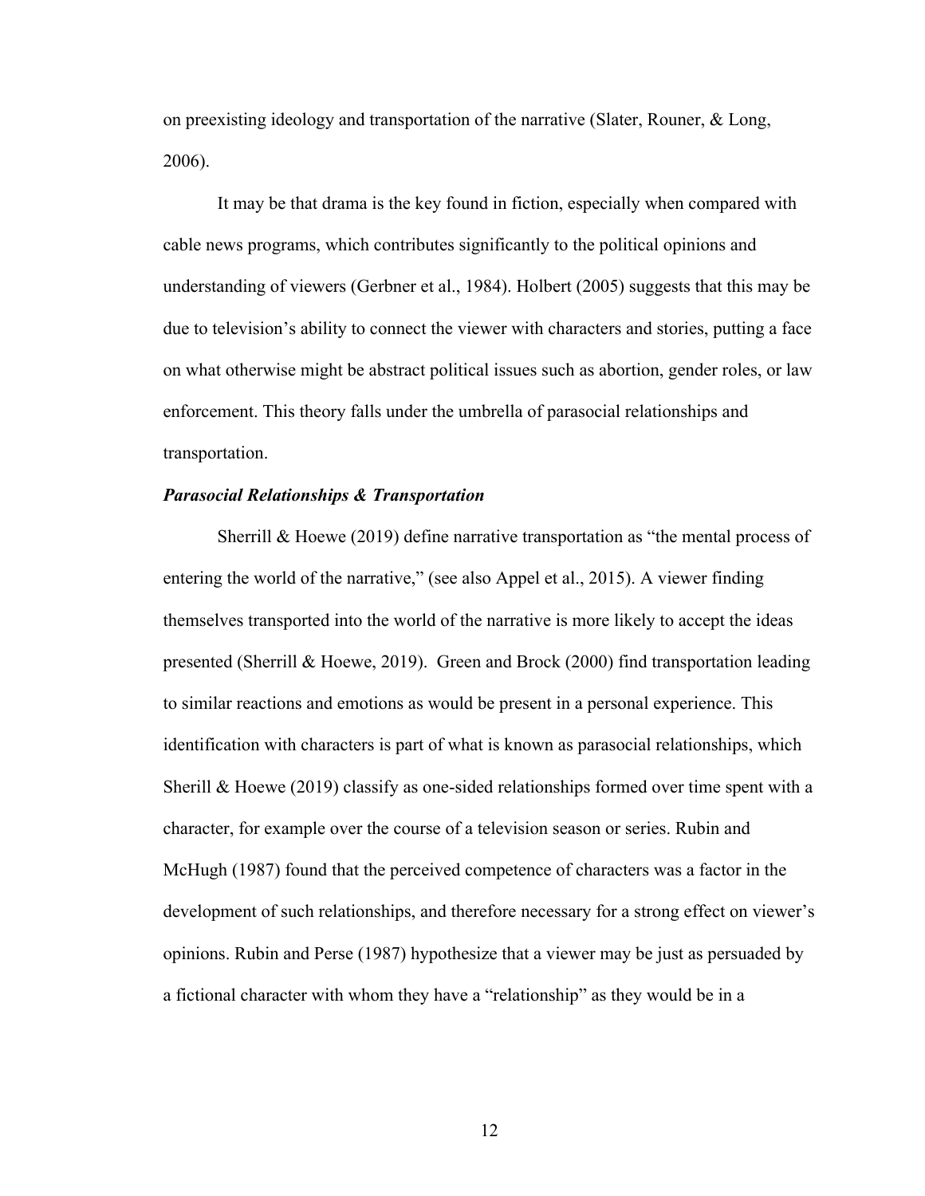on preexisting ideology and transportation of the narrative (Slater, Rouner, & Long, 2006).

It may be that drama is the key found in fiction, especially when compared with cable news programs, which contributes significantly to the political opinions and understanding of viewers (Gerbner et al., 1984). Holbert (2005) suggests that this may be due to television's ability to connect the viewer with characters and stories, putting a face on what otherwise might be abstract political issues such as abortion, gender roles, or law enforcement. This theory falls under the umbrella of parasocial relationships and transportation.

### ***Parasocial Relationships & Transportation***

Sherrill & Hoewe (2019) define narrative transportation as "the mental process of entering the world of the narrative," (see also Appel et al., 2015). A viewer finding themselves transported into the world of the narrative is more likely to accept the ideas presented (Sherrill & Hoewe, 2019). Green and Brock (2000) find transportation leading to similar reactions and emotions as would be present in a personal experience. This identification with characters is part of what is known as parasocial relationships, which Sherill & Hoewe (2019) classify as one-sided relationships formed over time spent with a character, for example over the course of a television season or series. Rubin and McHugh (1987) found that the perceived competence of characters was a factor in the development of such relationships, and therefore necessary for a strong effect on viewer's opinions. Rubin and Perse (1987) hypothesize that a viewer may be just as persuaded by a fictional character with whom they have a "relationship" as they would be in a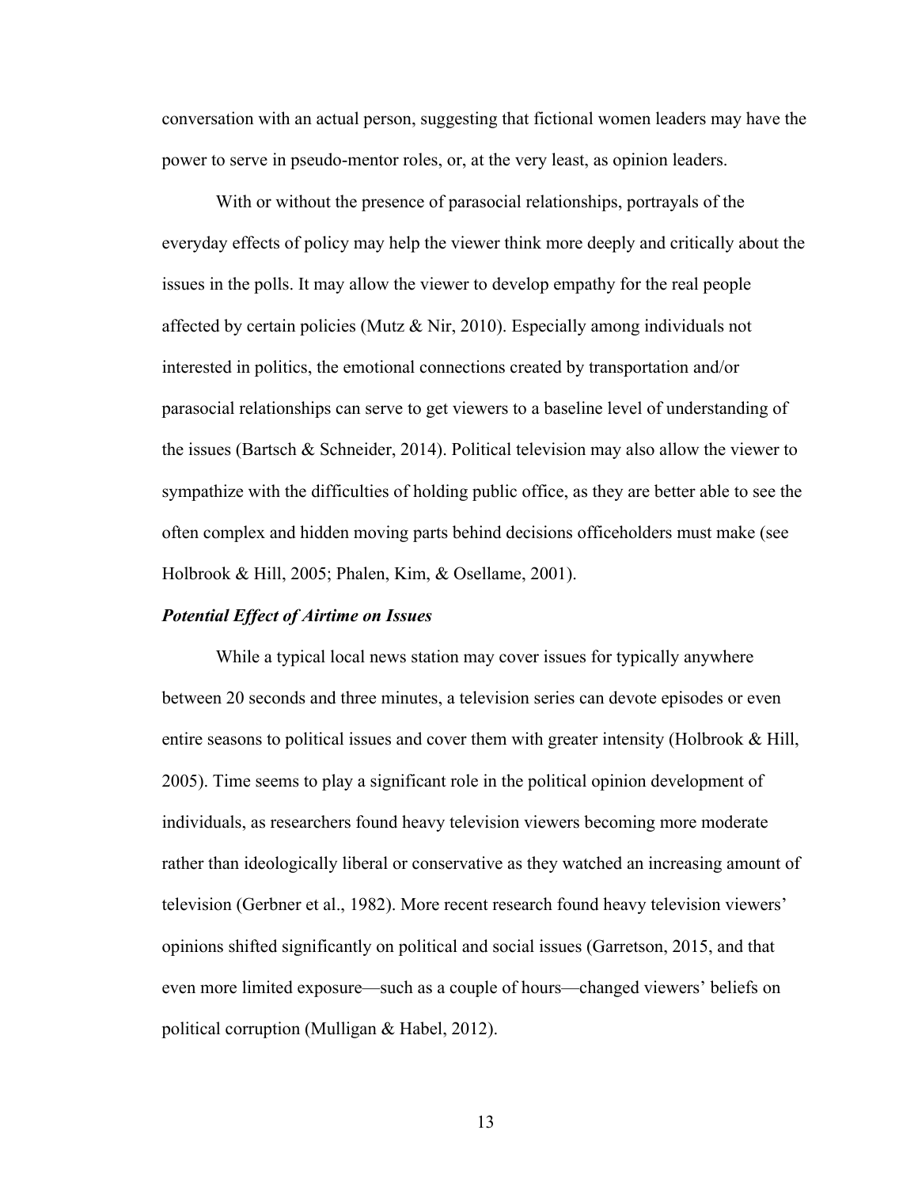conversation with an actual person, suggesting that fictional women leaders may have the power to serve in pseudo-mentor roles, or, at the very least, as opinion leaders.

With or without the presence of parasocial relationships, portrayals of the everyday effects of policy may help the viewer think more deeply and critically about the issues in the polls. It may allow the viewer to develop empathy for the real people affected by certain policies (Mutz & Nir, 2010). Especially among individuals not interested in politics, the emotional connections created by transportation and/or parasocial relationships can serve to get viewers to a baseline level of understanding of the issues (Bartsch & Schneider, 2014). Political television may also allow the viewer to sympathize with the difficulties of holding public office, as they are better able to see the often complex and hidden moving parts behind decisions officeholders must make (see Holbrook & Hill, 2005; Phalen, Kim, & Osellame, 2001).

### ***Potential Effect of Airtime on Issues***

While a typical local news station may cover issues for typically anywhere between 20 seconds and three minutes, a television series can devote episodes or even entire seasons to political issues and cover them with greater intensity (Holbrook & Hill, 2005). Time seems to play a significant role in the political opinion development of individuals, as researchers found heavy television viewers becoming more moderate rather than ideologically liberal or conservative as they watched an increasing amount of television (Gerbner et al., 1982). More recent research found heavy television viewers' opinions shifted significantly on political and social issues (Garretson, 2015, and that even more limited exposure—such as a couple of hours—changed viewers' beliefs on political corruption (Mulligan & Habel, 2012).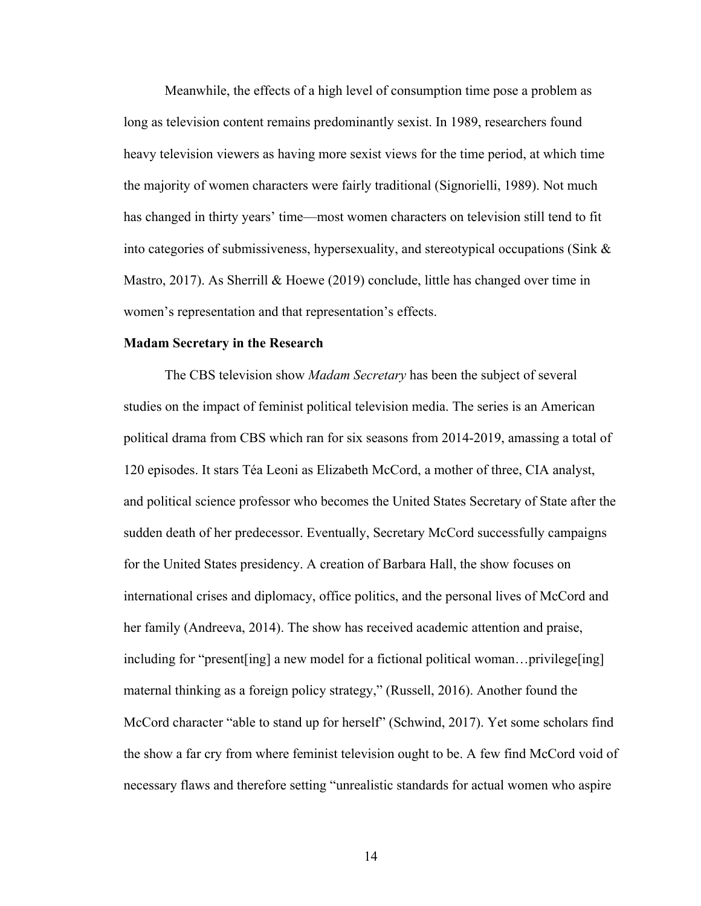Meanwhile, the effects of a high level of consumption time pose a problem as long as television content remains predominantly sexist. In 1989, researchers found heavy television viewers as having more sexist views for the time period, at which time the majority of women characters were fairly traditional (Signorielli, 1989). Not much has changed in thirty years' time—most women characters on television still tend to fit into categories of submissiveness, hypersexuality, and stereotypical occupations (Sink & Mastro, 2017). As Sherrill & Hoewe (2019) conclude, little has changed over time in women's representation and that representation's effects.

**Madam Secretary in the Research**

The CBS television show *Madam Secretary* has been the subject of several studies on the impact of feminist political television media. The series is an American political drama from CBS which ran for six seasons from 2014-2019, amassing a total of 120 episodes. It stars Téa Leoni as Elizabeth McCord, a mother of three, CIA analyst, and political science professor who becomes the United States Secretary of State after the sudden death of her predecessor. Eventually, Secretary McCord successfully campaigns for the United States presidency. A creation of Barbara Hall, the show focuses on international crises and diplomacy, office politics, and the personal lives of McCord and her family (Andreeva, 2014). The show has received academic attention and praise, including for "present[ing] a new model for a fictional political woman…privilege[ing] maternal thinking as a foreign policy strategy," (Russell, 2016). Another found the McCord character "able to stand up for herself" (Schwind, 2017). Yet some scholars find the show a far cry from where feminist television ought to be. A few find McCord void of necessary flaws and therefore setting "unrealistic standards for actual women who aspire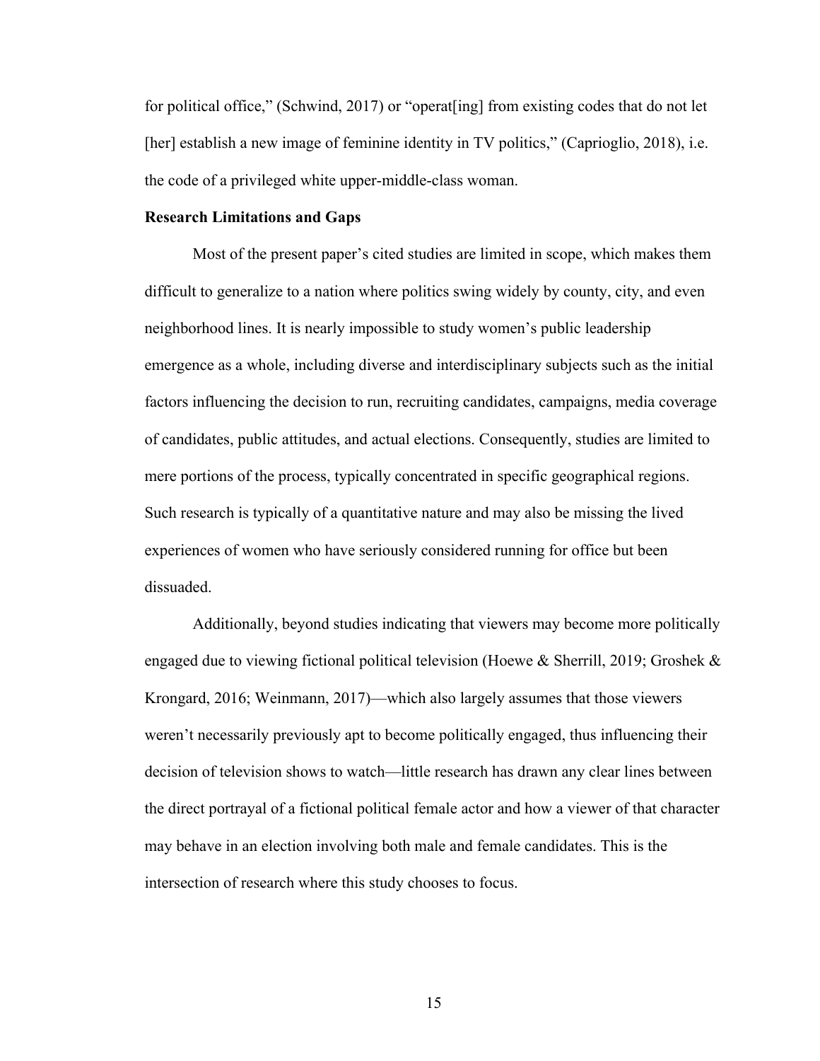for political office," (Schwind, 2017) or "operat[ing] from existing codes that do not let [her] establish a new image of feminine identity in TV politics," (Caprioglio, 2018), i.e. the code of a privileged white upper-middle-class woman.

**Research Limitations and Gaps**

Most of the present paper's cited studies are limited in scope, which makes them difficult to generalize to a nation where politics swing widely by county, city, and even neighborhood lines. It is nearly impossible to study women's public leadership emergence as a whole, including diverse and interdisciplinary subjects such as the initial factors influencing the decision to run, recruiting candidates, campaigns, media coverage of candidates, public attitudes, and actual elections. Consequently, studies are limited to mere portions of the process, typically concentrated in specific geographical regions. Such research is typically of a quantitative nature and may also be missing the lived experiences of women who have seriously considered running for office but been dissuaded.

Additionally, beyond studies indicating that viewers may become more politically engaged due to viewing fictional political television (Hoewe & Sherrill, 2019; Groshek & Krongard, 2016; Weinmann, 2017)—which also largely assumes that those viewers weren't necessarily previously apt to become politically engaged, thus influencing their decision of television shows to watch—little research has drawn any clear lines between the direct portrayal of a fictional political female actor and how a viewer of that character may behave in an election involving both male and female candidates. This is the intersection of research where this study chooses to focus.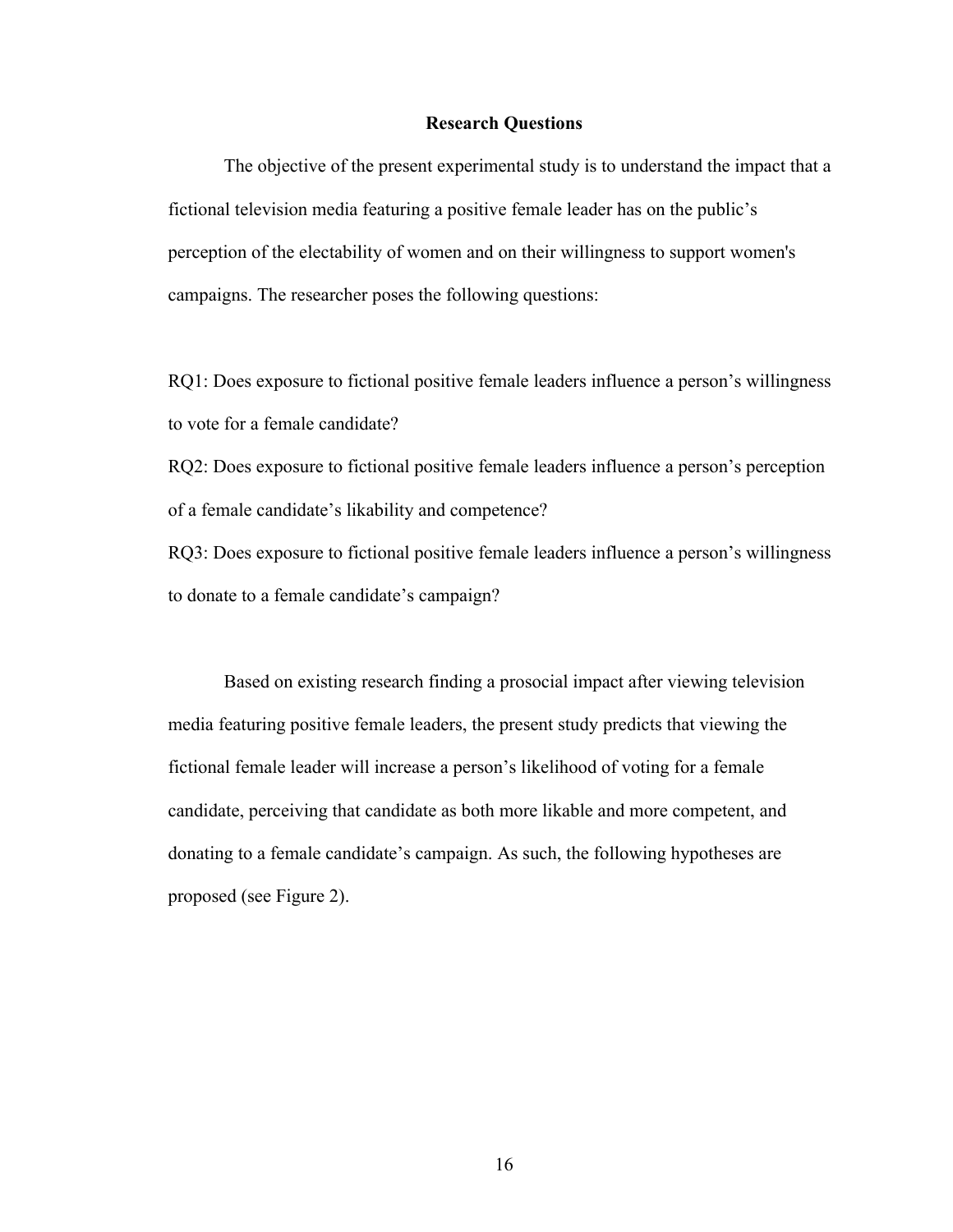## Research Questions

The objective of the present experimental study is to understand the impact that a fictional television media featuring a positive female leader has on the public's perception of the electability of women and on their willingness to support women's campaigns. The researcher poses the following questions:

RQ1: Does exposure to fictional positive female leaders influence a person's willingness to vote for a female candidate?

RQ2: Does exposure to fictional positive female leaders influence a person's perception of a female candidate's likability and competence?

RQ3: Does exposure to fictional positive female leaders influence a person's willingness to donate to a female candidate's campaign?

Based on existing research finding a prosocial impact after viewing television media featuring positive female leaders, the present study predicts that viewing the fictional female leader will increase a person's likelihood of voting for a female candidate, perceiving that candidate as both more likable and more competent, and donating to a female candidate's campaign. As such, the following hypotheses are proposed (see Figure 2).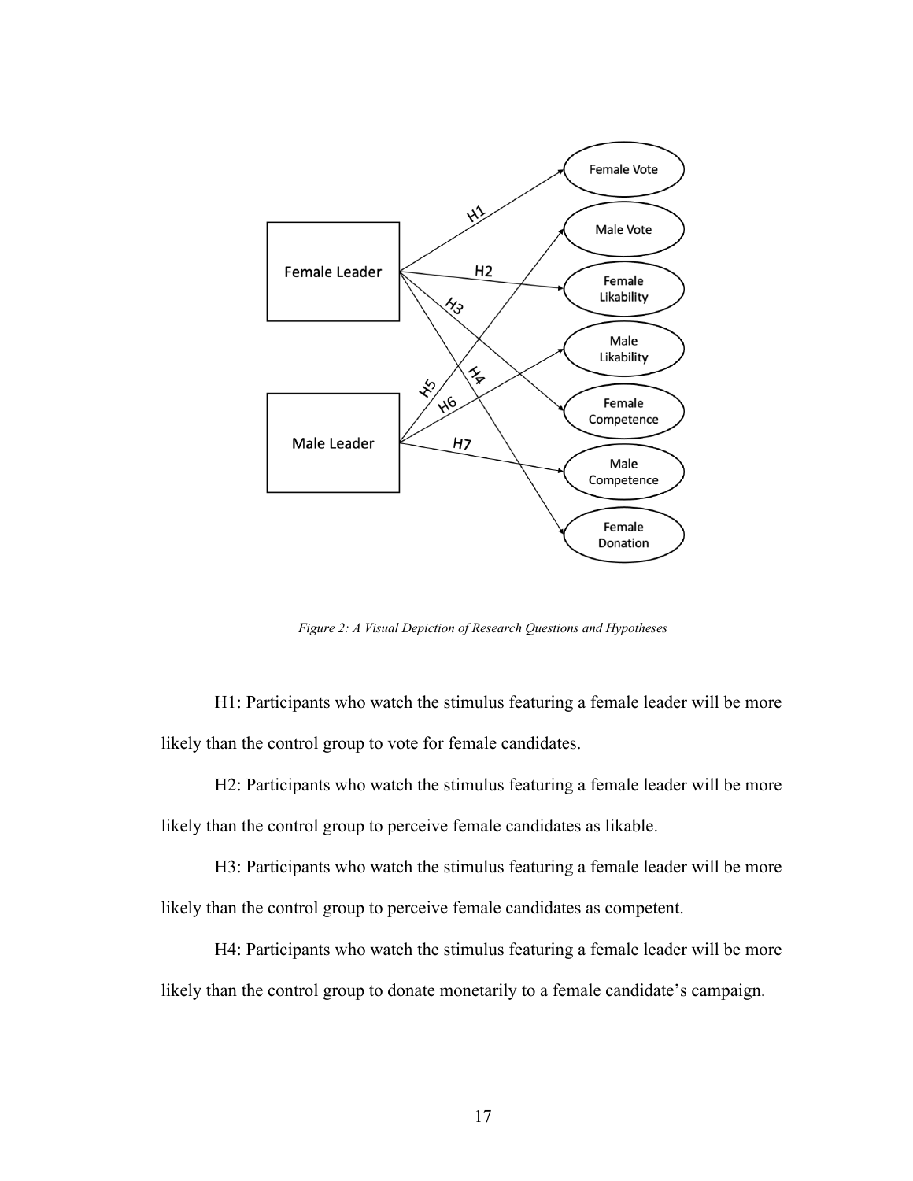*Figure 2: A Visual Depiction of Research Questions and Hypotheses*

H1: Participants who watch the stimulus featuring a female leader will be more likely than the control group to vote for female candidates.

H2: Participants who watch the stimulus featuring a female leader will be more likely than the control group to perceive female candidates as likable.

H3: Participants who watch the stimulus featuring a female leader will be more likely than the control group to perceive female candidates as competent.

H4: Participants who watch the stimulus featuring a female leader will be more likely than the control group to donate monetarily to a female candidate's campaign.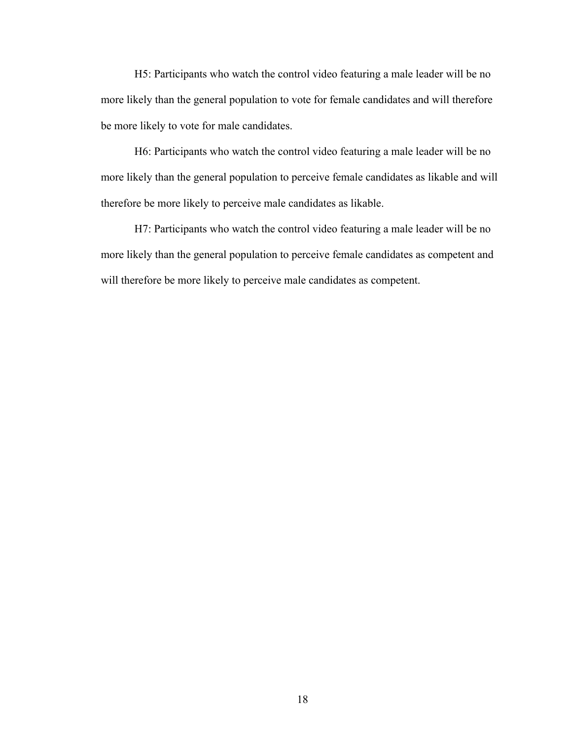H5: Participants who watch the control video featuring a male leader will be no more likely than the general population to vote for female candidates and will therefore be more likely to vote for male candidates.

H6: Participants who watch the control video featuring a male leader will be no more likely than the general population to perceive female candidates as likable and will therefore be more likely to perceive male candidates as likable.

H7: Participants who watch the control video featuring a male leader will be no more likely than the general population to perceive female candidates as competent and will therefore be more likely to perceive male candidates as competent.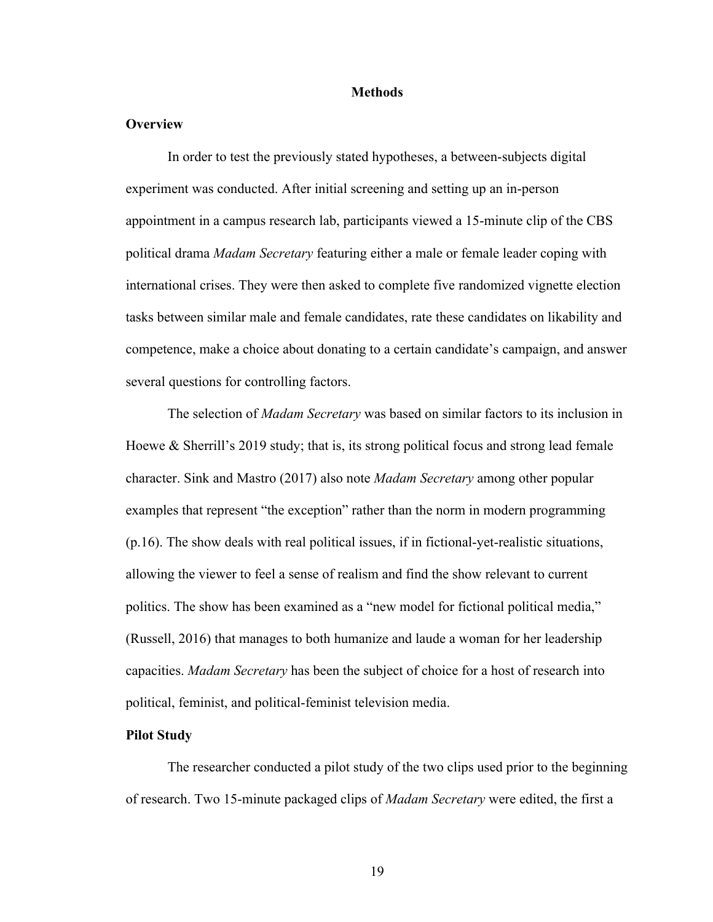# Methods

## Overview

In order to test the previously stated hypotheses, a between-subjects digital experiment was conducted. After initial screening and setting up an in-person appointment in a campus research lab, participants viewed a 15-minute clip of the CBS political drama *Madam Secretary* featuring either a male or female leader coping with international crises. They were then asked to complete five randomized vignette election tasks between similar male and female candidates, rate these candidates on likability and competence, make a choice about donating to a certain candidate's campaign, and answer several questions for controlling factors.

The selection of *Madam Secretary* was based on similar factors to its inclusion in Hoewe & Sherrill's 2019 study; that is, its strong political focus and strong lead female character. Sink and Mastro (2017) also note *Madam Secretary* among other popular examples that represent "the exception" rather than the norm in modern programming (p.16). The show deals with real political issues, if in fictional-yet-realistic situations, allowing the viewer to feel a sense of realism and find the show relevant to current politics. The show has been examined as a "new model for fictional political media," (Russell, 2016) that manages to both humanize and laud a woman for her leadership capacities. *Madam Secretary* has been the subject of choice for a host of research into political, feminist, and political-feminist television media.

## Pilot Study

The researcher conducted a pilot study of the two clips used prior to the beginning of research. Two 15-minute packaged clips of *Madam Secretary* were edited, the first a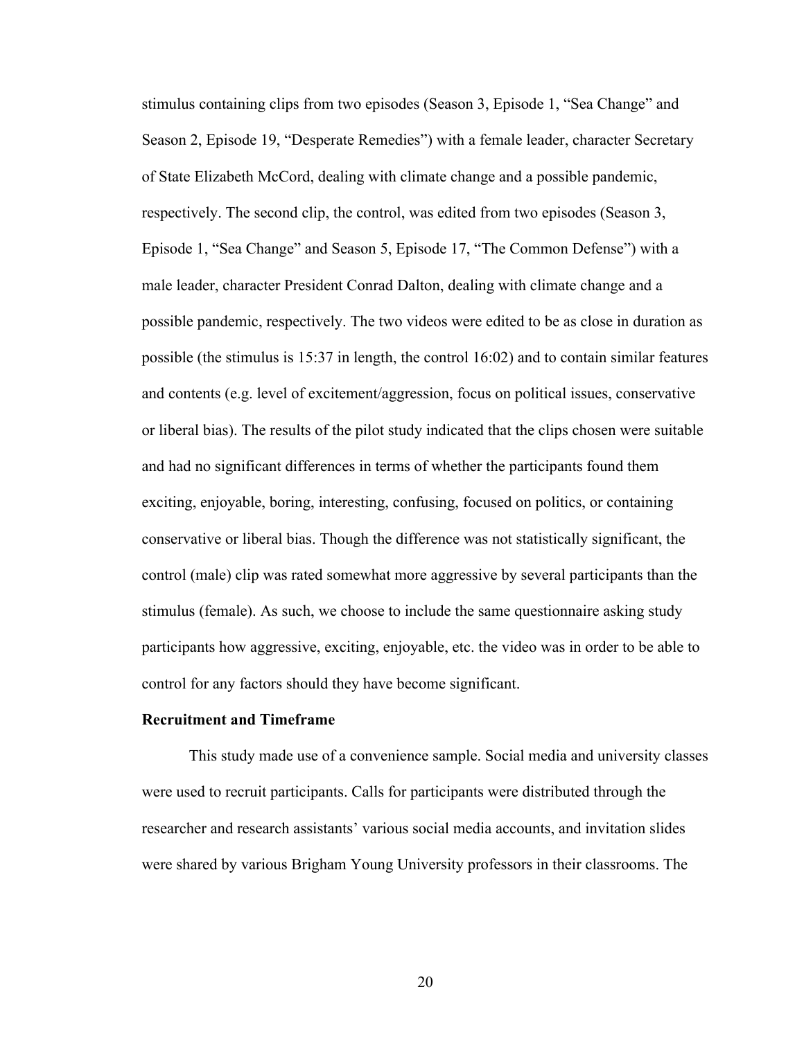stimulus containing clips from two episodes (Season 3, Episode 1, "Sea Change" and Season 2, Episode 19, "Desperate Remedies") with a female leader, character Secretary of State Elizabeth McCord, dealing with climate change and a possible pandemic, respectively. The second clip, the control, was edited from two episodes (Season 3, Episode 1, "Sea Change" and Season 5, Episode 17, "The Common Defense") with a male leader, character President Conrad Dalton, dealing with climate change and a possible pandemic, respectively. The two videos were edited to be as close in duration as possible (the stimulus is 15:37 in length, the control 16:02) and to contain similar features and contents (e.g. level of excitement/aggression, focus on political issues, conservative or liberal bias). The results of the pilot study indicated that the clips chosen were suitable and had no significant differences in terms of whether the participants found them exciting, enjoyable, boring, interesting, confusing, focused on politics, or containing conservative or liberal bias. Though the difference was not statistically significant, the control (male) clip was rated somewhat more aggressive by several participants than the stimulus (female). As such, we choose to include the same questionnaire asking study participants how aggressive, exciting, enjoyable, etc. the video was in order to be able to control for any factors should they have become significant.

**Recruitment and Timeframe**

This study made use of a convenience sample. Social media and university classes were used to recruit participants. Calls for participants were distributed through the researcher and research assistants' various social media accounts, and invitation slides were shared by various Brigham Young University professors in their classrooms. The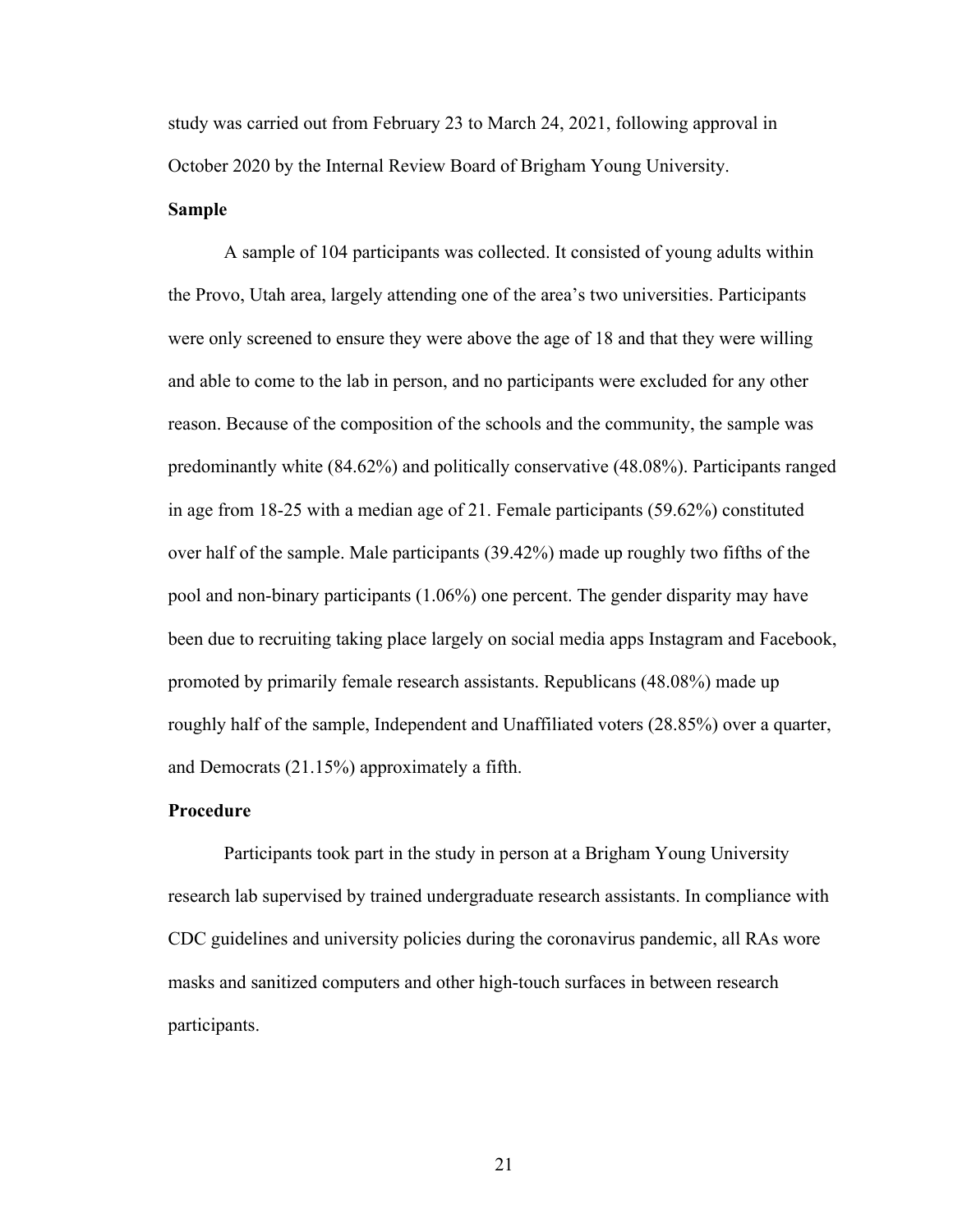study was carried out from February 23 to March 24, 2021, following approval in October 2020 by the Internal Review Board of Brigham Young University.

**Sample**

A sample of 104 participants was collected. It consisted of young adults within the Provo, Utah area, largely attending one of the area's two universities. Participants were only screened to ensure they were above the age of 18 and that they were willing and able to come to the lab in person, and no participants were excluded for any other reason. Because of the composition of the schools and the community, the sample was predominantly white (84.62%) and politically conservative (48.08%). Participants ranged in age from 18-25 with a median age of 21. Female participants (59.62%) constituted over half of the sample. Male participants (39.42%) made up roughly two fifths of the pool and non-binary participants (1.06%) one percent. The gender disparity may have been due to recruiting taking place largely on social media apps Instagram and Facebook, promoted by primarily female research assistants. Republicans (48.08%) made up roughly half of the sample, Independent and Unaffiliated voters (28.85%) over a quarter, and Democrats (21.15%) approximately a fifth.

**Procedure**

Participants took part in the study in person at a Brigham Young University research lab supervised by trained undergraduate research assistants. In compliance with CDC guidelines and university policies during the coronavirus pandemic, all RAs wore masks and sanitized computers and other high-touch surfaces in between research participants.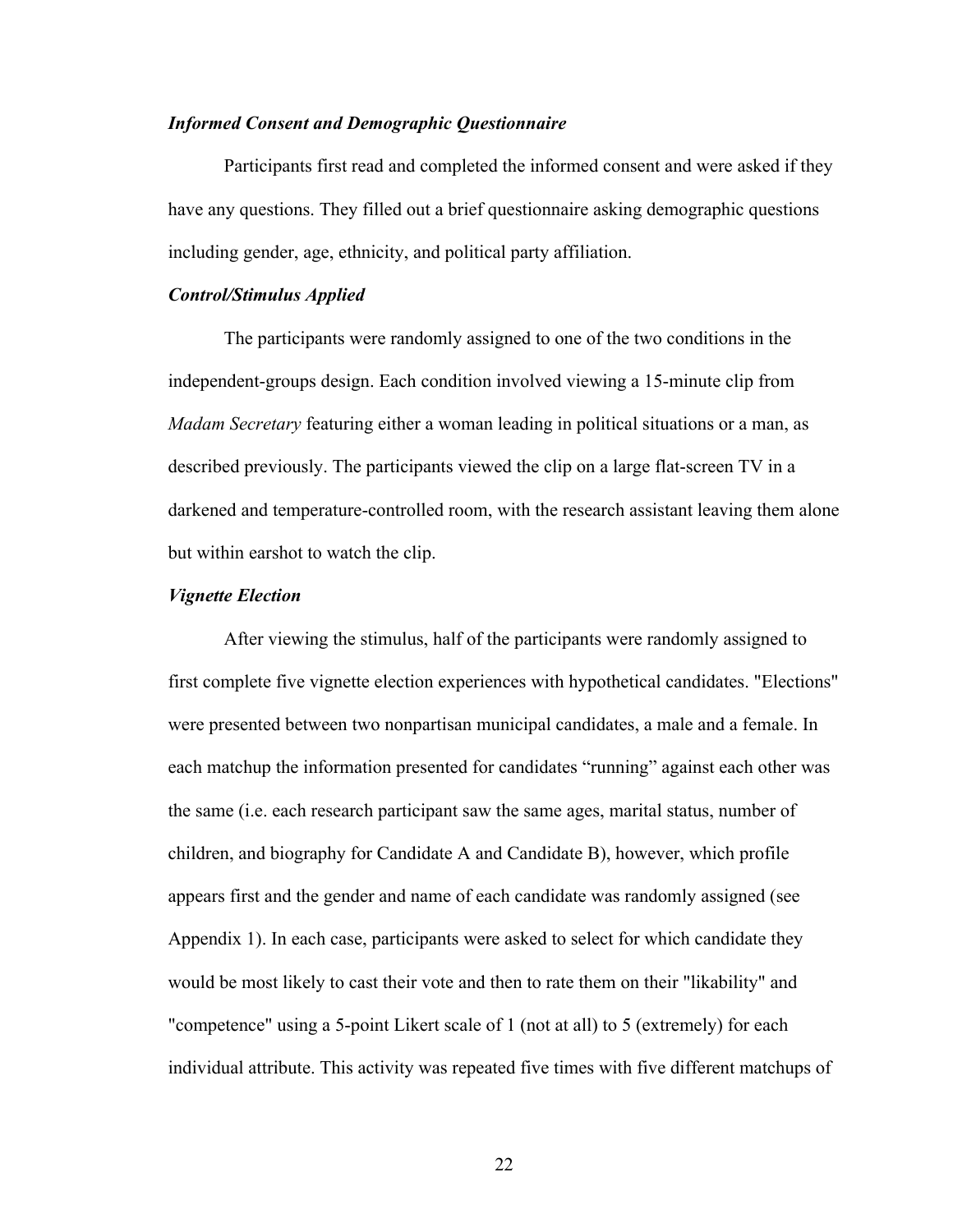### *Informed Consent and Demographic Questionnaire*

Participants first read and completed the informed consent and were asked if they have any questions. They filled out a brief questionnaire asking demographic questions including gender, age, ethnicity, and political party affiliation.

### *Control/Stimulus Applied*

The participants were randomly assigned to one of the two conditions in the independent-groups design. Each condition involved viewing a 15-minute clip from *Madam Secretary* featuring either a woman leading in political situations or a man, as described previously. The participants viewed the clip on a large flat-screen TV in a darkened and temperature-controlled room, with the research assistant leaving them alone but within earshot to watch the clip.

### *Vignette Election*

After viewing the stimulus, half of the participants were randomly assigned to first complete five vignette election experiences with hypothetical candidates. "Elections" were presented between two nonpartisan municipal candidates, a male and a female. In each matchup the information presented for candidates "running" against each other was the same (i.e. each research participant saw the same ages, marital status, number of children, and biography for Candidate A and Candidate B), however, which profile appears first and the gender and name of each candidate was randomly assigned (see Appendix 1). In each case, participants were asked to select for which candidate they would be most likely to cast their vote and then to rate them on their "likability" and "competence" using a 5-point Likert scale of 1 (not at all) to 5 (extremely) for each individual attribute. This activity was repeated five times with five different matchups of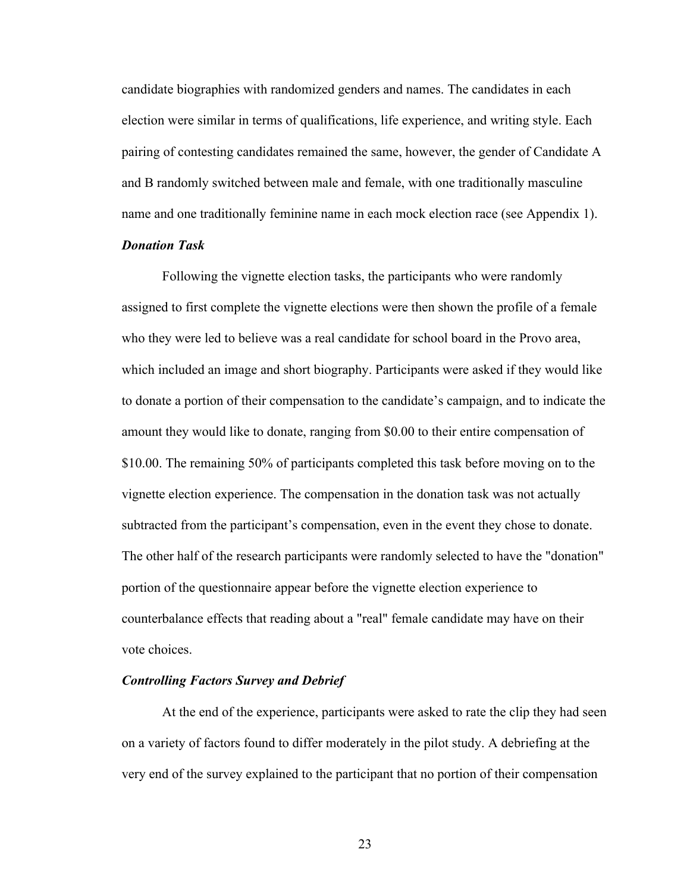candidate biographies with randomized genders and names. The candidates in each election were similar in terms of qualifications, life experience, and writing style. Each pairing of contesting candidates remained the same, however, the gender of Candidate A and B randomly switched between male and female, with one traditionally masculine name and one traditionally feminine name in each mock election race (see Appendix 1).

### *Donation Task*

Following the vignette election tasks, the participants who were randomly assigned to first complete the vignette elections were then shown the profile of a female who they were led to believe was a real candidate for school board in the Provo area, which included an image and short biography. Participants were asked if they would like to donate a portion of their compensation to the candidate's campaign, and to indicate the amount they would like to donate, ranging from $0.00 to their entire compensation of $10.00. The remaining 50% of participants completed this task before moving on to the vignette election experience. The compensation in the donation task was not actually subtracted from the participant's compensation, even in the event they chose to donate. The other half of the research participants were randomly selected to have the "donation" portion of the questionnaire appear before the vignette election experience to counterbalance effects that reading about a "real" female candidate may have on their vote choices.

### *Controlling Factors Survey and Debrief*

At the end of the experience, participants were asked to rate the clip they had seen on a variety of factors found to differ moderately in the pilot study. A debriefing at the very end of the survey explained to the participant that no portion of their compensation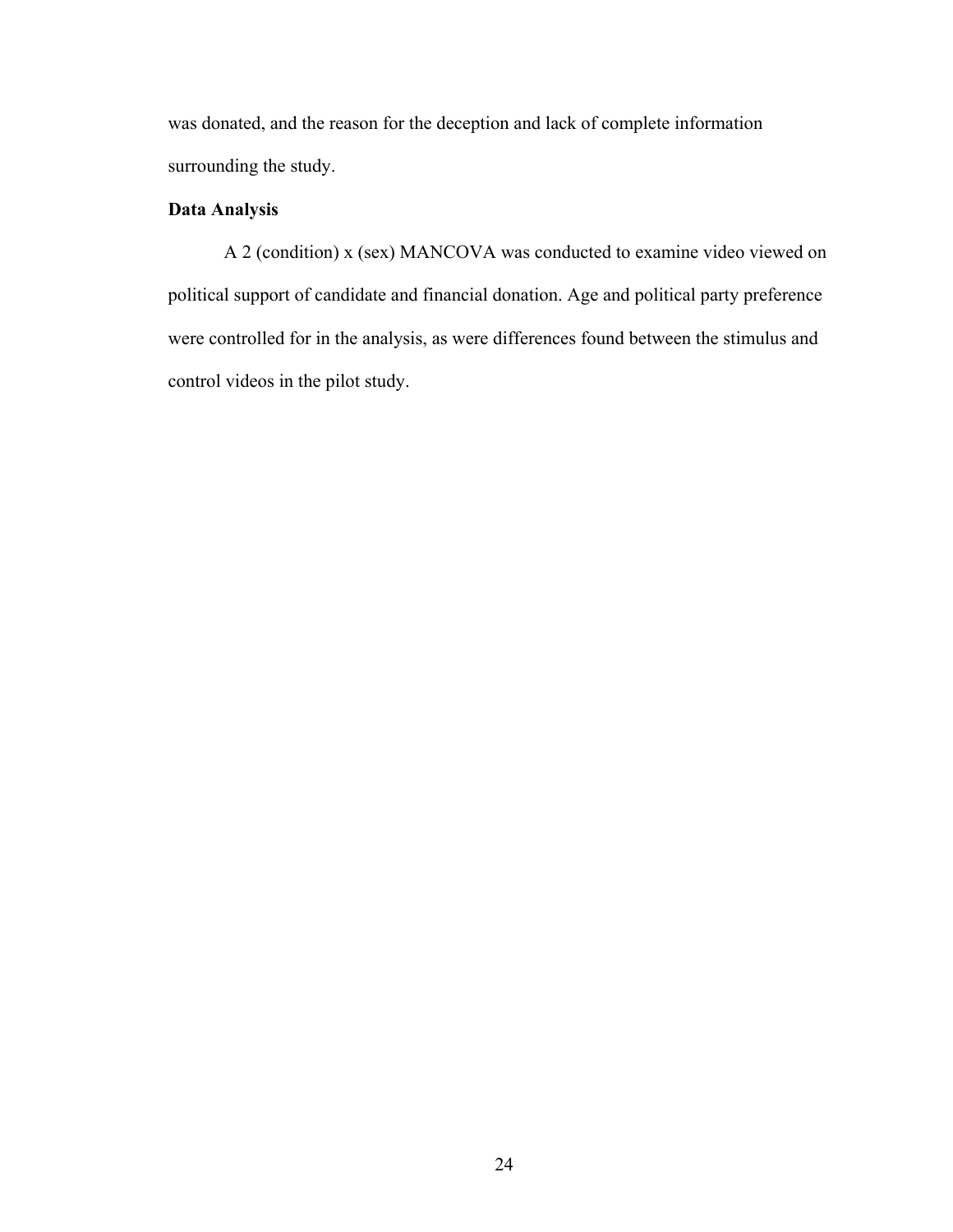was donated, and the reason for the deception and lack of complete information surrounding the study.

**Data Analysis**

A 2 (condition) x (sex) MANCOVA was conducted to examine video viewed on political support of candidate and financial donation. Age and political party preference were controlled for in the analysis, as were differences found between the stimulus and control videos in the pilot study.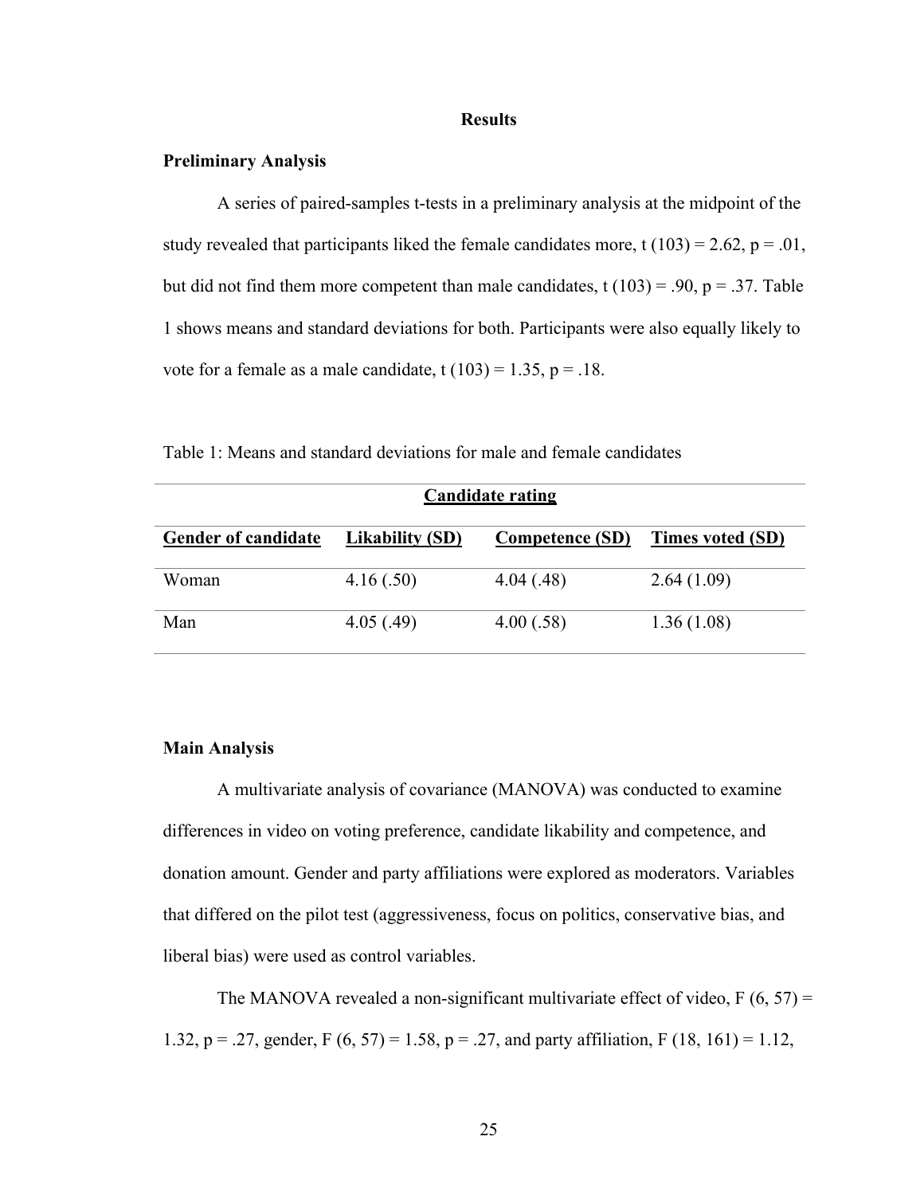## Results

### Preliminary Analysis

A series of paired-samples t-tests in a preliminary analysis at the midpoint of the study revealed that participants liked the female candidates more, $t\ (103) = 2.62$, $p = .01$, but did not find them more competent than male candidates, $t\ (103) = .90$, $p = .37$. Table 1 shows means and standard deviations for both. Participants were also equally likely to vote for a female as a male candidate, $t\ (103) = 1.35$, $p = .18$.

Table 1: Means and standard deviations for male and female candidates

| | Candidate rating | | |
|---|---|---|---|
| **Gender of candidate** | **Likability (SD)** | **Competence (SD)** | **Times voted (SD)** |
| Woman | 4.16 (.50) | 4.04 (.48) | 2.64 (1.09) |
| Man | 4.05 (.49) | 4.00 (.58) | 1.36 (1.08) |

### Main Analysis

A multivariate analysis of covariance (MANOVA) was conducted to examine differences in video on voting preference, candidate likability and competence, and donation amount. Gender and party affiliations were explored as moderators. Variables that differed on the pilot test (aggressiveness, focus on politics, conservative bias, and liberal bias) were used as control variables.

The MANOVA revealed a non-significant multivariate effect of video, $F\ (6, 57) = 1.32$, $p = .27$, gender, $F\ (6, 57) = 1.58$, $p = .27$, and party affiliation, $F\ (18, 161) = 1.12$,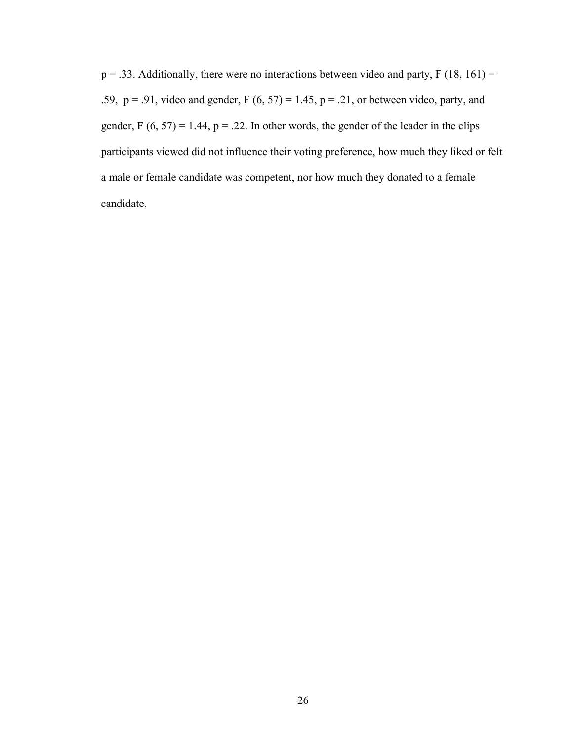$p = .33$. Additionally, there were no interactions between video and party, $F(18, 161) = .59$, $p = .91$, video and gender, $F(6, 57) = 1.45$, $p = .21$, or between video, party, and gender, $F(6, 57) = 1.44$, $p = .22$. In other words, the gender of the leader in the clips participants viewed did not influence their voting preference, how much they liked or felt a male or female candidate was competent, nor how much they donated to a female candidate.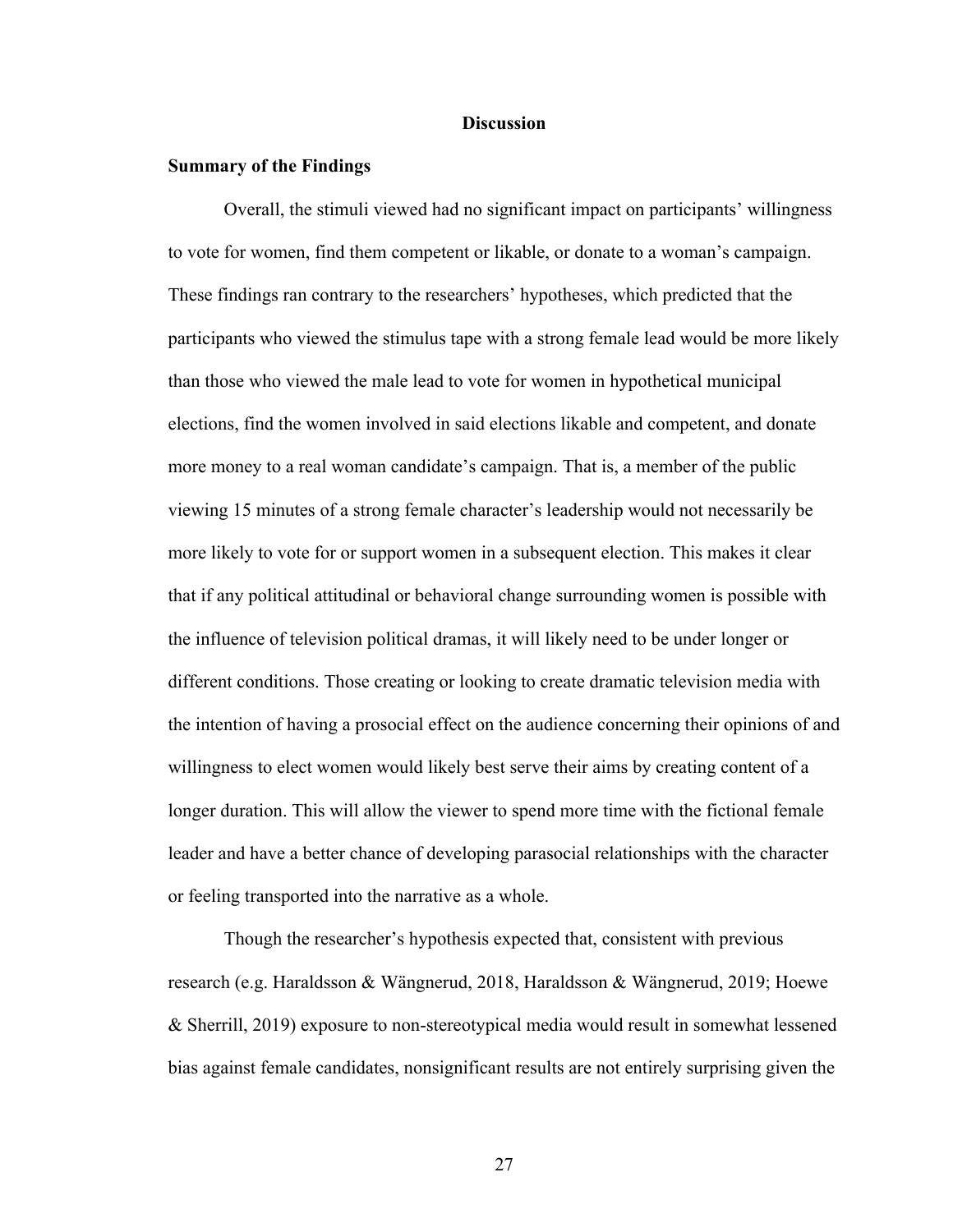# Discussion

## Summary of the Findings

Overall, the stimuli viewed had no significant impact on participants' willingness to vote for women, find them competent or likable, or donate to a woman's campaign. These findings ran contrary to the researchers' hypotheses, which predicted that the participants who viewed the stimulus tape with a strong female lead would be more likely than those who viewed the male lead to vote for women in hypothetical municipal elections, find the women involved in said elections likable and competent, and donate more money to a real woman candidate's campaign. That is, a member of the public viewing 15 minutes of a strong female character's leadership would not necessarily be more likely to vote for or support women in a subsequent election. This makes it clear that if any political attitudinal or behavioral change surrounding women is possible with the influence of television political dramas, it will likely need to be under longer or different conditions. Those creating or looking to create dramatic television media with the intention of having a prosocial effect on the audience concerning their opinions of and willingness to elect women would likely best serve their aims by creating content of a longer duration. This will allow the viewer to spend more time with the fictional female leader and have a better chance of developing parasocial relationships with the character or feeling transported into the narrative as a whole.

Though the researcher's hypothesis expected that, consistent with previous research (e.g. Haraldsson & Wängnerud, 2018, Haraldsson & Wängnerud, 2019; Hoewe & Sherrill, 2019) exposure to non-stereotypical media would result in somewhat lessened bias against female candidates, nonsignificant results are not entirely surprising given the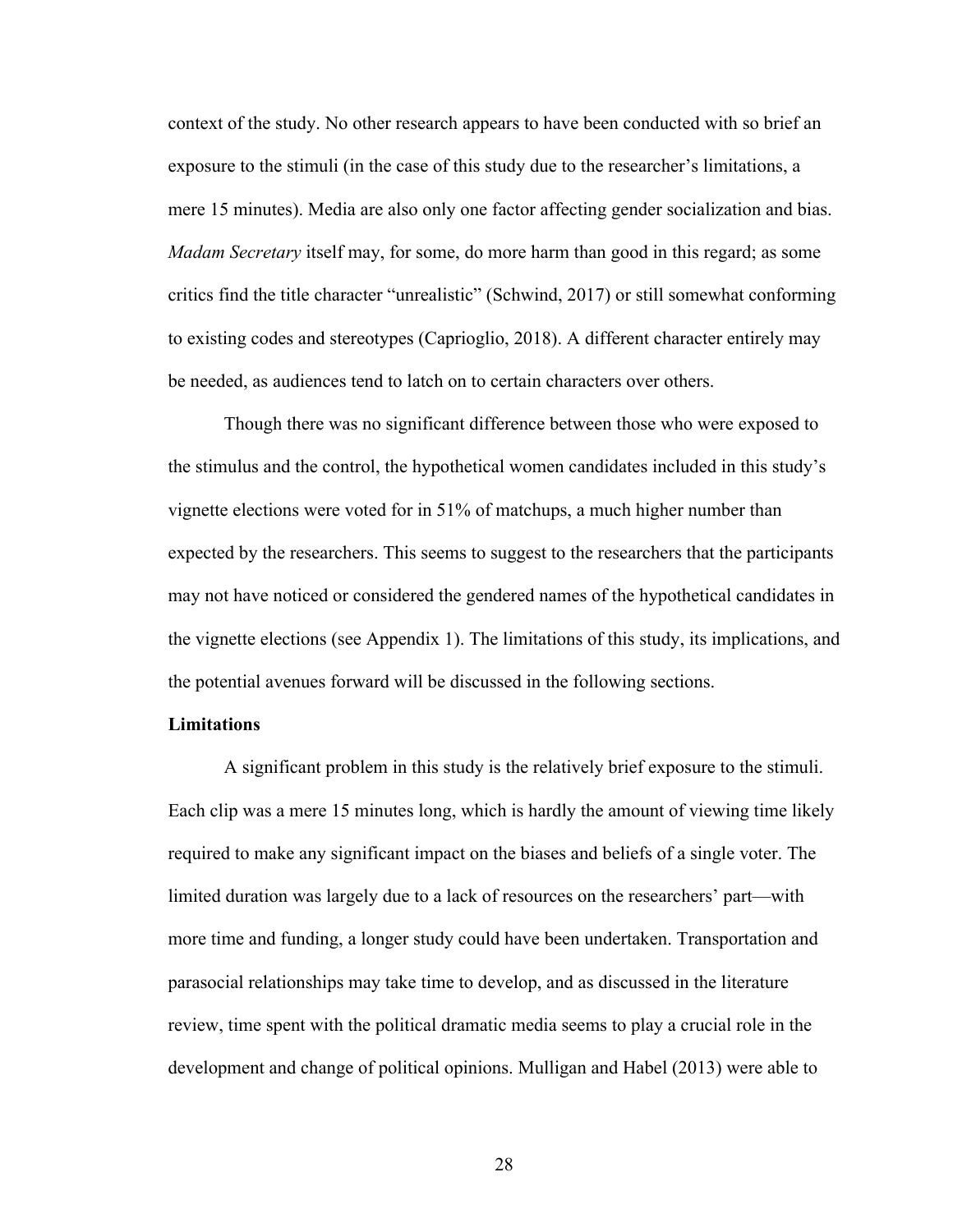context of the study. No other research appears to have been conducted with so brief an exposure to the stimuli (in the case of this study due to the researcher's limitations, a mere 15 minutes). Media are also only one factor affecting gender socialization and bias. *Madam Secretary* itself may, for some, do more harm than good in this regard; as some critics find the title character "unrealistic" (Schwind, 2017) or still somewhat conforming to existing codes and stereotypes (Caprioglio, 2018). A different character entirely may be needed, as audiences tend to latch on to certain characters over others.

Though there was no significant difference between those who were exposed to the stimulus and the control, the hypothetical women candidates included in this study's vignette elections were voted for in 51% of matchups, a much higher number than expected by the researchers. This seems to suggest to the researchers that the participants may not have noticed or considered the gendered names of the hypothetical candidates in the vignette elections (see Appendix 1). The limitations of this study, its implications, and the potential avenues forward will be discussed in the following sections.

**Limitations**

A significant problem in this study is the relatively brief exposure to the stimuli. Each clip was a mere 15 minutes long, which is hardly the amount of viewing time likely required to make any significant impact on the biases and beliefs of a single voter. The limited duration was largely due to a lack of resources on the researchers' part—with more time and funding, a longer study could have been undertaken. Transportation and parasocial relationships may take time to develop, and as discussed in the literature review, time spent with the political dramatic media seems to play a crucial role in the development and change of political opinions. Mulligan and Habel (2013) were able to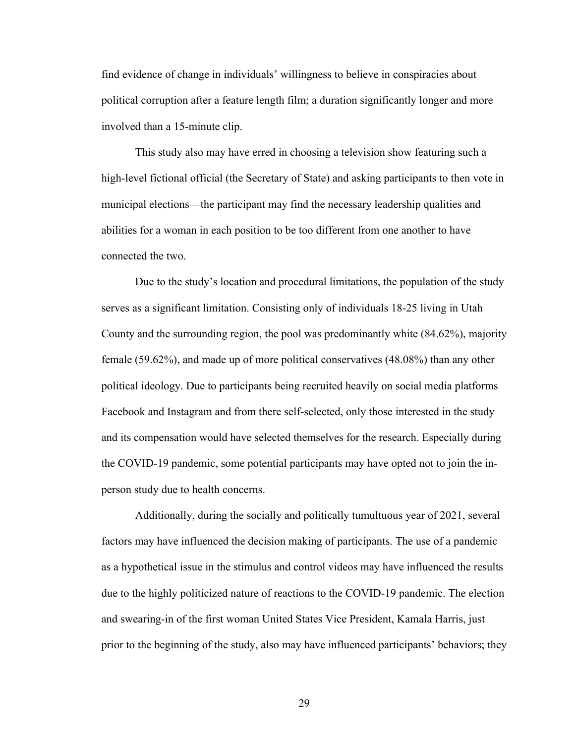find evidence of change in individuals' willingness to believe in conspiracies about political corruption after a feature length film; a duration significantly longer and more involved than a 15-minute clip.

This study also may have erred in choosing a television show featuring such a high-level fictional official (the Secretary of State) and asking participants to then vote in municipal elections—the participant may find the necessary leadership qualities and abilities for a woman in each position to be too different from one another to have connected the two.

Due to the study's location and procedural limitations, the population of the study serves as a significant limitation. Consisting only of individuals 18-25 living in Utah County and the surrounding region, the pool was predominantly white (84.62%), majority female (59.62%), and made up of more political conservatives (48.08%) than any other political ideology. Due to participants being recruited heavily on social media platforms Facebook and Instagram and from there self-selected, only those interested in the study and its compensation would have selected themselves for the research. Especially during the COVID-19 pandemic, some potential participants may have opted not to join the in-person study due to health concerns.

Additionally, during the socially and politically tumultuous year of 2021, several factors may have influenced the decision making of participants. The use of a pandemic as a hypothetical issue in the stimulus and control videos may have influenced the results due to the highly politicized nature of reactions to the COVID-19 pandemic. The election and swearing-in of the first woman United States Vice President, Kamala Harris, just prior to the beginning of the study, also may have influenced participants' behaviors; they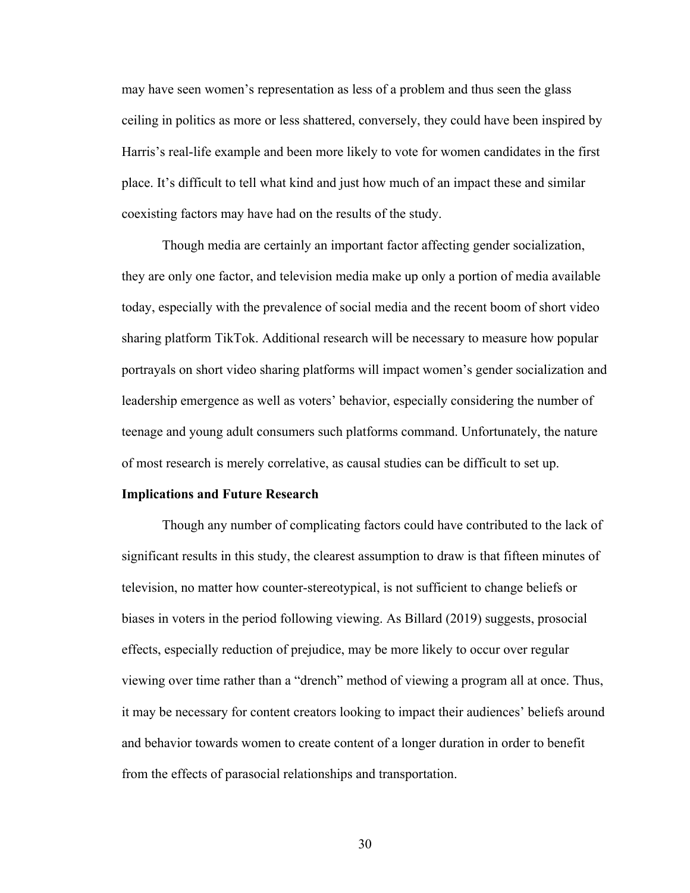may have seen women's representation as less of a problem and thus seen the glass ceiling in politics as more or less shattered, conversely, they could have been inspired by Harris's real-life example and been more likely to vote for women candidates in the first place. It's difficult to tell what kind and just how much of an impact these and similar coexisting factors may have had on the results of the study.

Though media are certainly an important factor affecting gender socialization, they are only one factor, and television media make up only a portion of media available today, especially with the prevalence of social media and the recent boom of short video sharing platform TikTok. Additional research will be necessary to measure how popular portrayals on short video sharing platforms will impact women's gender socialization and leadership emergence as well as voters' behavior, especially considering the number of teenage and young adult consumers such platforms command. Unfortunately, the nature of most research is merely correlative, as causal studies can be difficult to set up.

**Implications and Future Research**

Though any number of complicating factors could have contributed to the lack of significant results in this study, the clearest assumption to draw is that fifteen minutes of television, no matter how counter-stereotypical, is not sufficient to change beliefs or biases in voters in the period following viewing. As Billard (2019) suggests, prosocial effects, especially reduction of prejudice, may be more likely to occur over regular viewing over time rather than a "drench" method of viewing a program all at once. Thus, it may be necessary for content creators looking to impact their audiences' beliefs around and behavior towards women to create content of a longer duration in order to benefit from the effects of parasocial relationships and transportation.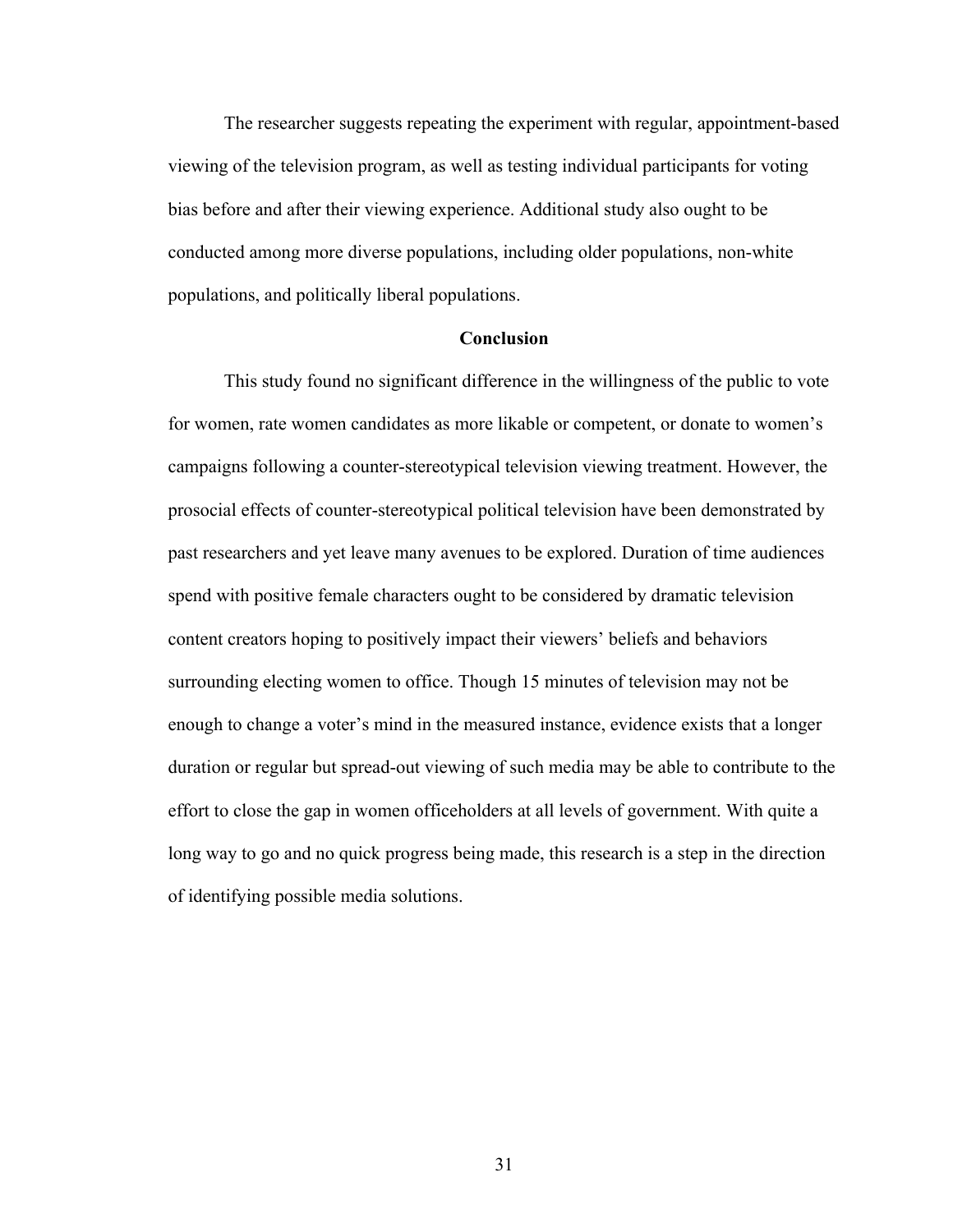The researcher suggests repeating the experiment with regular, appointment-based viewing of the television program, as well as testing individual participants for voting bias before and after their viewing experience. Additional study also ought to be conducted among more diverse populations, including older populations, non-white populations, and politically liberal populations.

## Conclusion

This study found no significant difference in the willingness of the public to vote for women, rate women candidates as more likable or competent, or donate to women's campaigns following a counter-stereotypical television viewing treatment. However, the prosocial effects of counter-stereotypical political television have been demonstrated by past researchers and yet leave many avenues to be explored. Duration of time audiences spend with positive female characters ought to be considered by dramatic television content creators hoping to positively impact their viewers' beliefs and behaviors surrounding electing women to office. Though 15 minutes of television may not be enough to change a voter's mind in the measured instance, evidence exists that a longer duration or regular but spread-out viewing of such media may be able to contribute to the effort to close the gap in women officeholders at all levels of government. With quite a long way to go and no quick progress being made, this research is a step in the direction of identifying possible media solutions.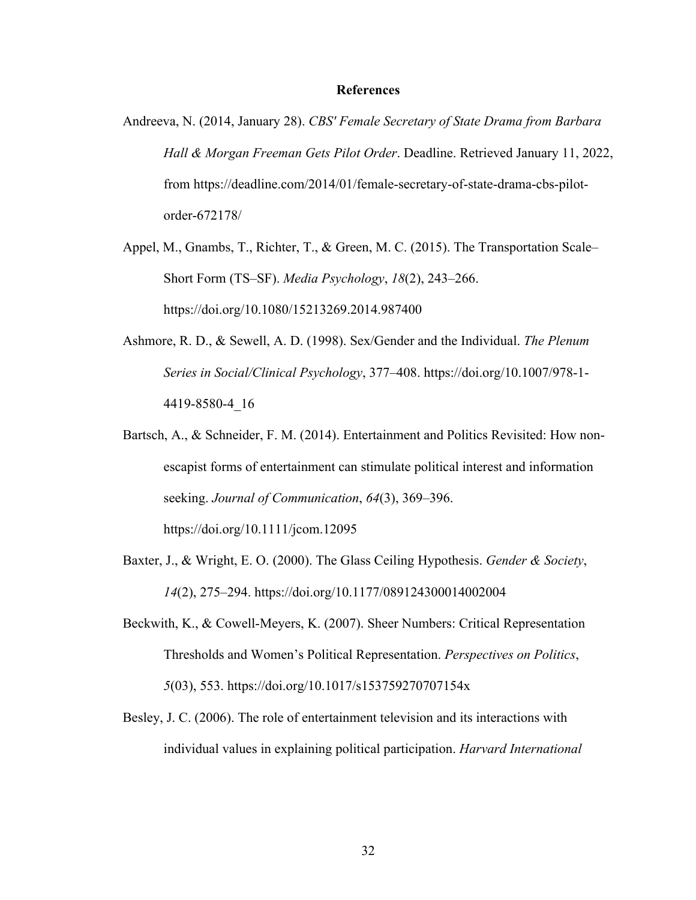# References

Andreeva, N. (2014, January 28). *CBS' Female Secretary of State Drama from Barbara Hall & Morgan Freeman Gets Pilot Order*. Deadline. Retrieved January 11, 2022, from https://deadline.com/2014/01/female-secretary-of-state-drama-cbs-pilot-order-672178/

Appel, M., Gnambs, T., Richter, T., & Green, M. C. (2015). The Transportation Scale–Short Form (TS–SF). *Media Psychology*, *18*(2), 243–266. https://doi.org/10.1080/15213269.2014.987400

Ashmore, R. D., & Sewell, A. D. (1998). Sex/Gender and the Individual. *The Plenum Series in Social/Clinical Psychology*, 377–408. https://doi.org/10.1007/978-1-4419-8580-4_16

Bartsch, A., & Schneider, F. M. (2014). Entertainment and Politics Revisited: How non-escapist forms of entertainment can stimulate political interest and information seeking. *Journal of Communication*, *64*(3), 369–396. https://doi.org/10.1111/jcom.12095

Baxter, J., & Wright, E. O. (2000). The Glass Ceiling Hypothesis. *Gender & Society*, *14*(2), 275–294. https://doi.org/10.1177/089124300014002004

Beckwith, K., & Cowell-Meyers, K. (2007). Sheer Numbers: Critical Representation Thresholds and Women's Political Representation. *Perspectives on Politics*, *5*(03), 553. https://doi.org/10.1017/s153759270707154x

Besley, J. C. (2006). The role of entertainment television and its interactions with individual values in explaining political participation. *Harvard International*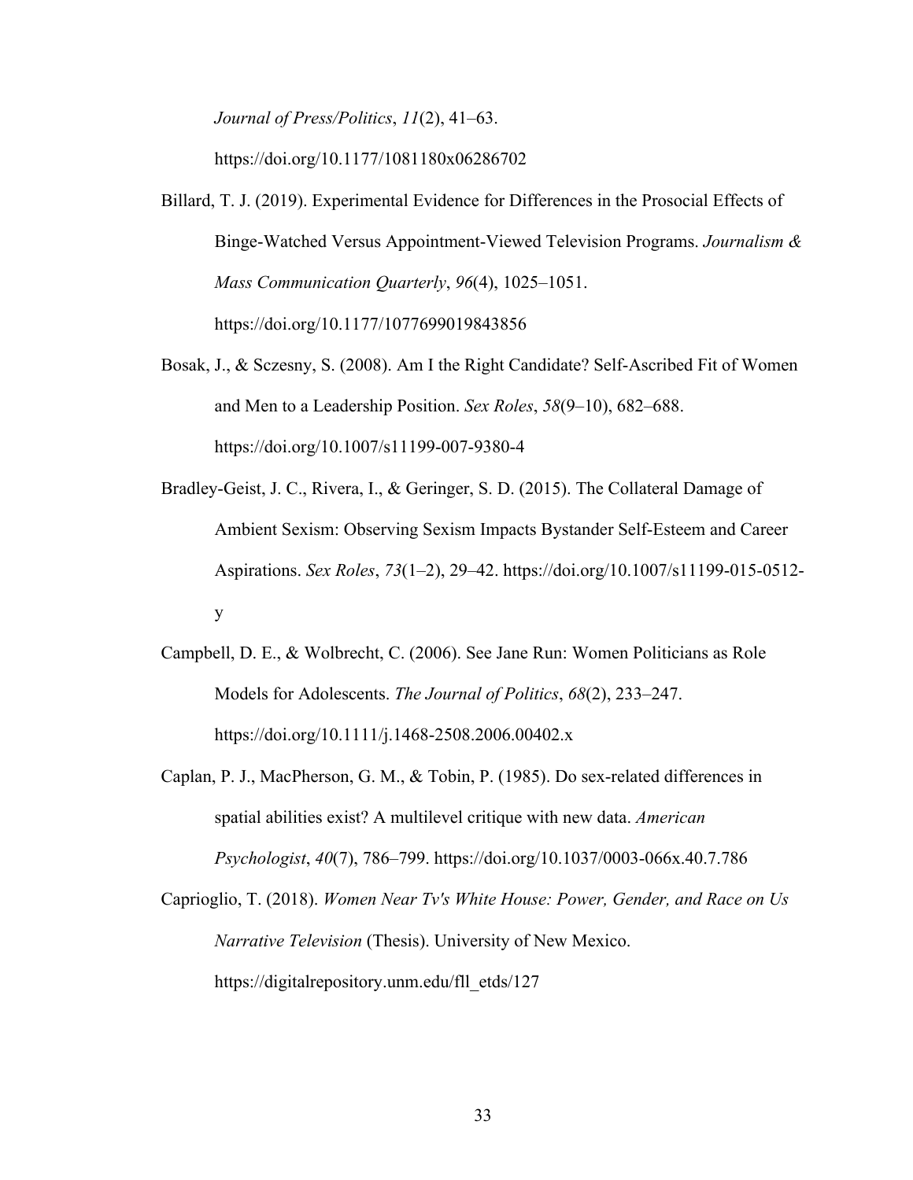*Journal of Press/Politics*, *11*(2), 41–63. https://doi.org/10.1177/1081180x06286702

Billard, T. J. (2019). Experimental Evidence for Differences in the Prosocial Effects of Binge-Watched Versus Appointment-Viewed Television Programs. *Journalism & Mass Communication Quarterly*, *96*(4), 1025–1051. https://doi.org/10.1177/1077699019843856

Bosak, J., & Sczesny, S. (2008). Am I the Right Candidate? Self-Ascribed Fit of Women and Men to a Leadership Position. *Sex Roles*, *58*(9–10), 682–688. https://doi.org/10.1007/s11199-007-9380-4

Bradley-Geist, J. C., Rivera, I., & Geringer, S. D. (2015). The Collateral Damage of Ambient Sexism: Observing Sexism Impacts Bystander Self-Esteem and Career Aspirations. *Sex Roles*, *73*(1–2), 29–42. https://doi.org/10.1007/s11199-015-0512-y

Campbell, D. E., & Wolbrecht, C. (2006). See Jane Run: Women Politicians as Role Models for Adolescents. *The Journal of Politics*, *68*(2), 233–247. https://doi.org/10.1111/j.1468-2508.2006.00402.x

Caplan, P. J., MacPherson, G. M., & Tobin, P. (1985). Do sex-related differences in spatial abilities exist? A multilevel critique with new data. *American Psychologist*, *40*(7), 786–799. https://doi.org/10.1037/0003-066x.40.7.786

Caprioglio, T. (2018). *Women Near Tv's White House: Power, Gender, and Race on Us Narrative Television* (Thesis). University of New Mexico. https://digitalrepository.unm.edu/fll_etds/127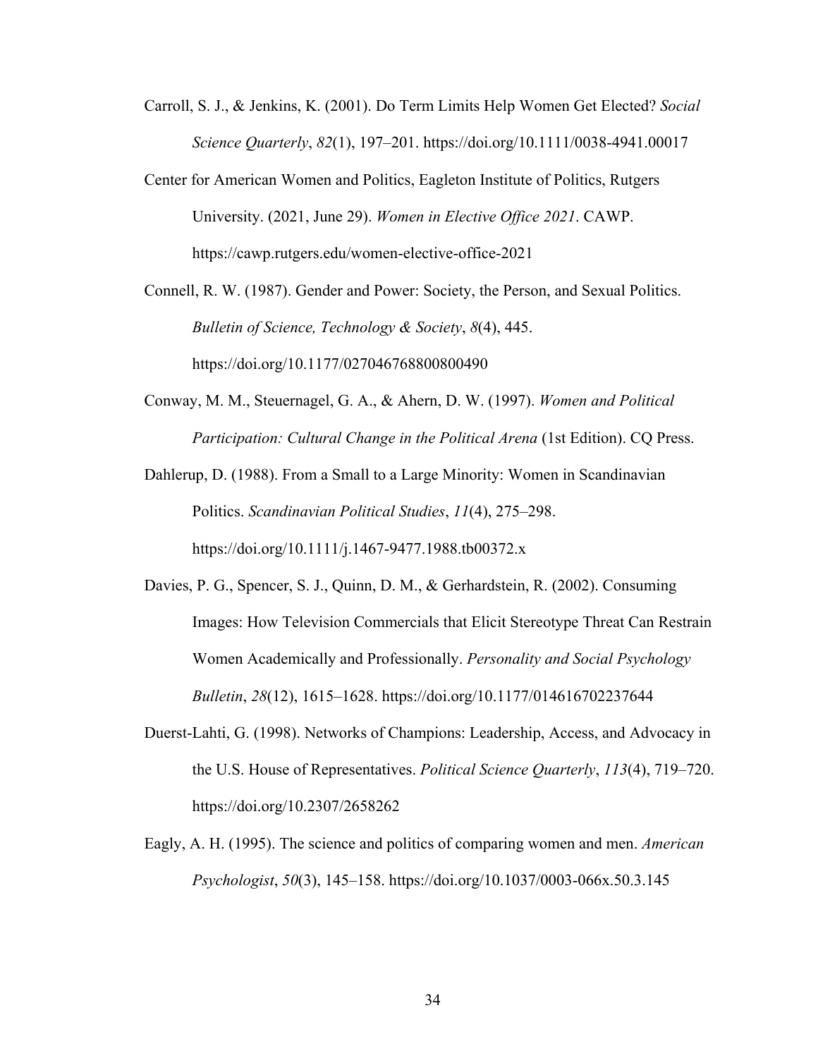Carroll, S. J., & Jenkins, K. (2001). Do Term Limits Help Women Get Elected? *Social Science Quarterly*, *82*(1), 197–201. https://doi.org/10.1111/0038-4941.00017

Center for American Women and Politics, Eagleton Institute of Politics, Rutgers University. (2021, June 29). *Women in Elective Office 2021*. CAWP. https://cawp.rutgers.edu/women-elective-office-2021

Connell, R. W. (1987). Gender and Power: Society, the Person, and Sexual Politics. *Bulletin of Science, Technology & Society*, *8*(4), 445. https://doi.org/10.1177/027046768800800490

Conway, M. M., Steuernagel, G. A., & Ahern, D. W. (1997). *Women and Political Participation: Cultural Change in the Political Arena* (1st Edition). CQ Press.

Dahlerup, D. (1988). From a Small to a Large Minority: Women in Scandinavian Politics. *Scandinavian Political Studies*, *11*(4), 275–298. https://doi.org/10.1111/j.1467-9477.1988.tb00372.x

Davies, P. G., Spencer, S. J., Quinn, D. M., & Gerhardstein, R. (2002). Consuming Images: How Television Commercials that Elicit Stereotype Threat Can Restrain Women Academically and Professionally. *Personality and Social Psychology Bulletin*, *28*(12), 1615–1628. https://doi.org/10.1177/014616702237644

Duerst-Lahti, G. (1998). Networks of Champions: Leadership, Access, and Advocacy in the U.S. House of Representatives. *Political Science Quarterly*, *113*(4), 719–720. https://doi.org/10.2307/2658262

Eagly, A. H. (1995). The science and politics of comparing women and men. *American Psychologist*, *50*(3), 145–158. https://doi.org/10.1037/0003-066x.50.3.145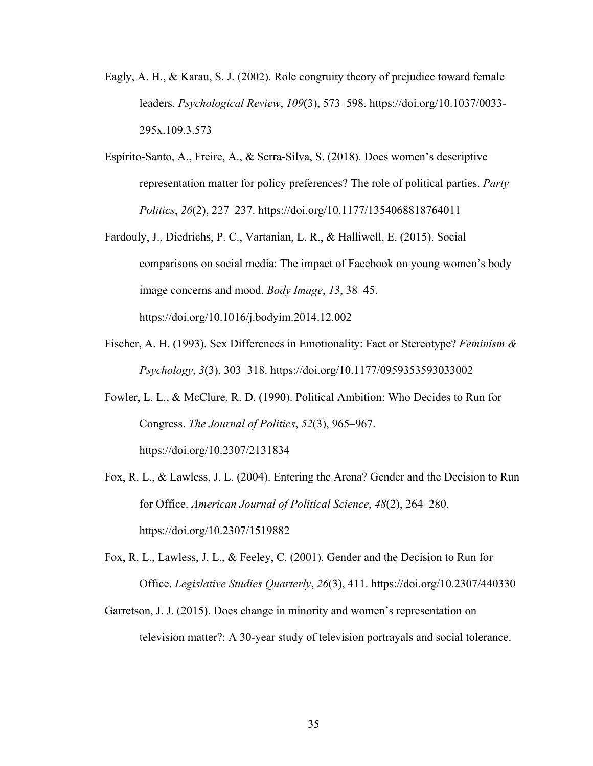Eagly, A. H., & Karau, S. J. (2002). Role congruity theory of prejudice toward female leaders. *Psychological Review*, *109*(3), 573–598. https://doi.org/10.1037/0033-295x.109.3.573

Espírito-Santo, A., Freire, A., & Serra-Silva, S. (2018). Does women's descriptive representation matter for policy preferences? The role of political parties. *Party Politics*, *26*(2), 227–237. https://doi.org/10.1177/1354068818764011

Fardouly, J., Diedrichs, P. C., Vartanian, L. R., & Halliwell, E. (2015). Social comparisons on social media: The impact of Facebook on young women's body image concerns and mood. *Body Image*, *13*, 38–45. https://doi.org/10.1016/j.bodyim.2014.12.002

Fischer, A. H. (1993). Sex Differences in Emotionality: Fact or Stereotype? *Feminism & Psychology*, *3*(3), 303–318. https://doi.org/10.1177/0959353593033002

Fowler, L. L., & McClure, R. D. (1990). Political Ambition: Who Decides to Run for Congress. *The Journal of Politics*, *52*(3), 965–967. https://doi.org/10.2307/2131834

Fox, R. L., & Lawless, J. L. (2004). Entering the Arena? Gender and the Decision to Run for Office. *American Journal of Political Science*, *48*(2), 264–280. https://doi.org/10.2307/1519882

Fox, R. L., Lawless, J. L., & Feeley, C. (2001). Gender and the Decision to Run for Office. *Legislative Studies Quarterly*, *26*(3), 411. https://doi.org/10.2307/440330

Garretson, J. J. (2015). Does change in minority and women's representation on television matter?: A 30-year study of television portrayals and social tolerance.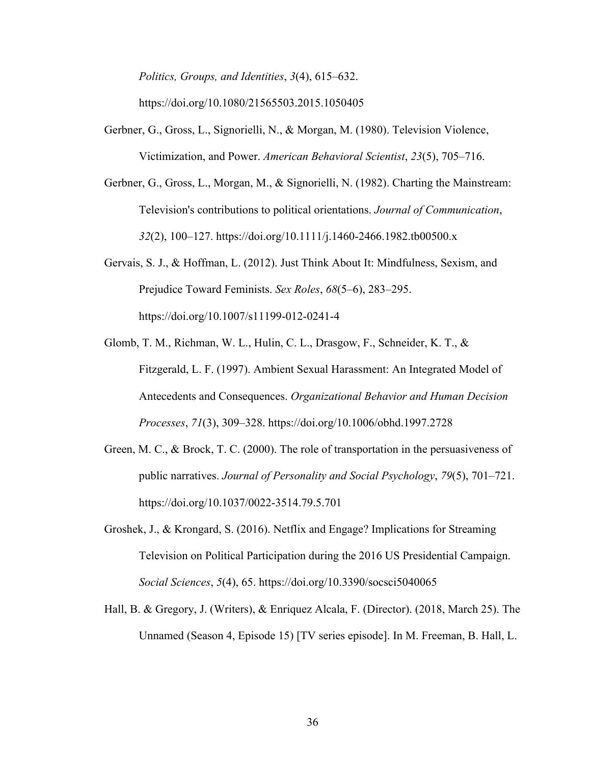*Politics, Groups, and Identities*, *3*(4), 615–632. https://doi.org/10.1080/21565503.2015.1050405

Gerbner, G., Gross, L., Signorielli, N., & Morgan, M. (1980). Television Violence, Victimization, and Power. *American Behavioral Scientist*, *23*(5), 705–716.

Gerbner, G., Gross, L., Morgan, M., & Signorielli, N. (1982). Charting the Mainstream: Television's contributions to political orientations. *Journal of Communication*, *32*(2), 100–127. https://doi.org/10.1111/j.1460-2466.1982.tb00500.x

Gervais, S. J., & Hoffman, L. (2012). Just Think About It: Mindfulness, Sexism, and Prejudice Toward Feminists. *Sex Roles*, *68*(5–6), 283–295. https://doi.org/10.1007/s11199-012-0241-4

Glomb, T. M., Richman, W. L., Hulin, C. L., Drasgow, F., Schneider, K. T., & Fitzgerald, L. F. (1997). Ambient Sexual Harassment: An Integrated Model of Antecedents and Consequences. *Organizational Behavior and Human Decision Processes*, *71*(3), 309–328. https://doi.org/10.1006/obhd.1997.2728

Green, M. C., & Brock, T. C. (2000). The role of transportation in the persuasiveness of public narratives. *Journal of Personality and Social Psychology*, *79*(5), 701–721. https://doi.org/10.1037/0022-3514.79.5.701

Groshek, J., & Krongard, S. (2016). Netflix and Engage? Implications for Streaming Television on Political Participation during the 2016 US Presidential Campaign. *Social Sciences*, *5*(4), 65. https://doi.org/10.3390/socsci5040065

Hall, B. & Gregory, J. (Writers), & Enriquez Alcala, F. (Director). (2018, March 25). The Unnamed (Season 4, Episode 15) [TV series episode]. In M. Freeman, B. Hall, L.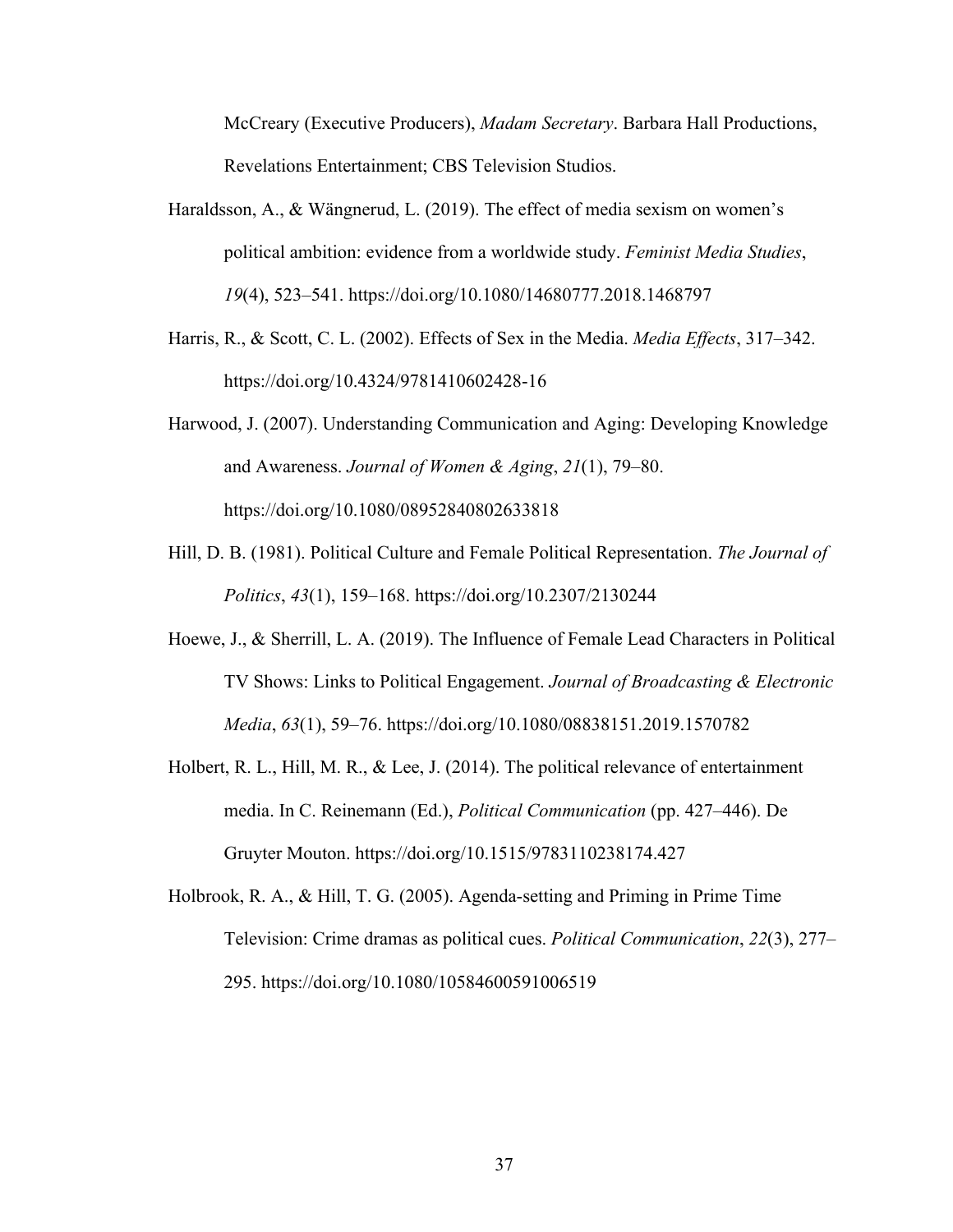McCreary (Executive Producers), *Madam Secretary*. Barbara Hall Productions, Revelations Entertainment; CBS Television Studios.

Haraldsson, A., & Wängnerud, L. (2019). The effect of media sexism on women's political ambition: evidence from a worldwide study. *Feminist Media Studies*, *19*(4), 523–541. https://doi.org/10.1080/14680777.2018.1468797

Harris, R., & Scott, C. L. (2002). Effects of Sex in the Media. *Media Effects*, 317–342. https://doi.org/10.4324/9781410602428-16

Harwood, J. (2007). Understanding Communication and Aging: Developing Knowledge and Awareness. *Journal of Women & Aging*, *21*(1), 79–80. https://doi.org/10.1080/08952840802633818

Hill, D. B. (1981). Political Culture and Female Political Representation. *The Journal of Politics*, *43*(1), 159–168. https://doi.org/10.2307/2130244

Hoewe, J., & Sherrill, L. A. (2019). The Influence of Female Lead Characters in Political TV Shows: Links to Political Engagement. *Journal of Broadcasting & Electronic Media*, *63*(1), 59–76. https://doi.org/10.1080/08838151.2019.1570782

Holbert, R. L., Hill, M. R., & Lee, J. (2014). The political relevance of entertainment media. In C. Reinemann (Ed.), *Political Communication* (pp. 427–446). De Gruyter Mouton. https://doi.org/10.1515/9783110238174.427

Holbrook, R. A., & Hill, T. G. (2005). Agenda-setting and Priming in Prime Time Television: Crime dramas as political cues. *Political Communication*, *22*(3), 277–295. https://doi.org/10.1080/10584600591006519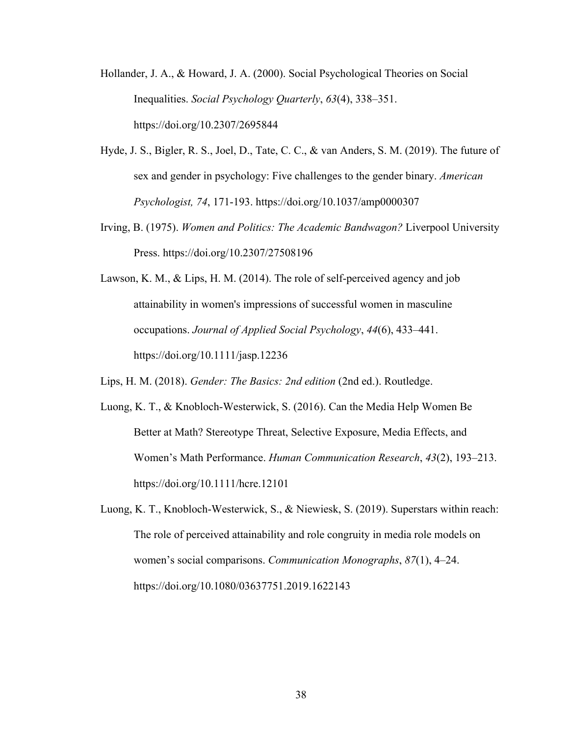Hollander, J. A., & Howard, J. A. (2000). Social Psychological Theories on Social Inequalities. *Social Psychology Quarterly*, *63*(4), 338–351. https://doi.org/10.2307/2695844

Hyde, J. S., Bigler, R. S., Joel, D., Tate, C. C., & van Anders, S. M. (2019). The future of sex and gender in psychology: Five challenges to the gender binary. *American Psychologist, 74*, 171-193. https://doi.org/10.1037/amp0000307

Irving, B. (1975). *Women and Politics: The Academic Bandwagon?* Liverpool University Press. https://doi.org/10.2307/27508196

Lawson, K. M., & Lips, H. M. (2014). The role of self-perceived agency and job attainability in women's impressions of successful women in masculine occupations. *Journal of Applied Social Psychology*, *44*(6), 433–441. https://doi.org/10.1111/jasp.12236

Lips, H. M. (2018). *Gender: The Basics: 2nd edition* (2nd ed.). Routledge.

Luong, K. T., & Knobloch-Westerwick, S. (2016). Can the Media Help Women Be Better at Math? Stereotype Threat, Selective Exposure, Media Effects, and Women's Math Performance. *Human Communication Research*, *43*(2), 193–213. https://doi.org/10.1111/hcre.12101

Luong, K. T., Knobloch-Westerwick, S., & Niewiesk, S. (2019). Superstars within reach: The role of perceived attainability and role congruity in media role models on women's social comparisons. *Communication Monographs*, *87*(1), 4–24. https://doi.org/10.1080/03637751.2019.1622143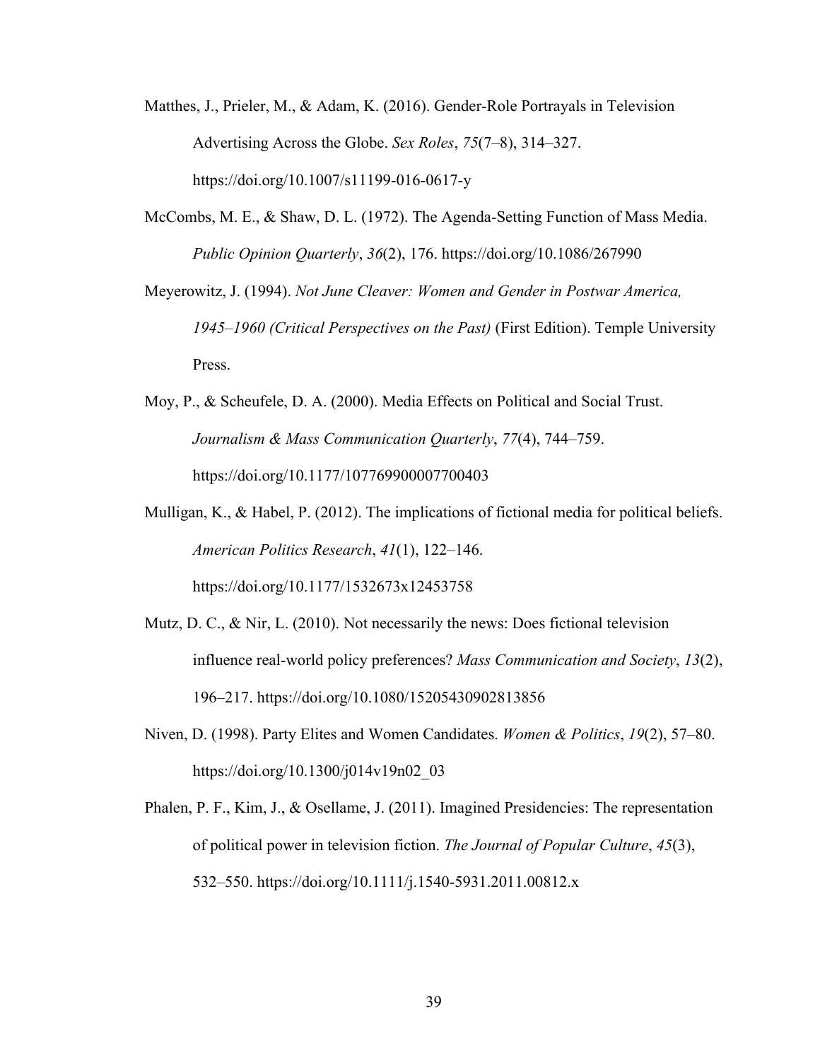Matthes, J., Prieler, M., & Adam, K. (2016). Gender-Role Portrayals in Television Advertising Across the Globe. *Sex Roles*, *75*(7–8), 314–327. https://doi.org/10.1007/s11199-016-0617-y

McCombs, M. E., & Shaw, D. L. (1972). The Agenda-Setting Function of Mass Media. *Public Opinion Quarterly*, *36*(2), 176. https://doi.org/10.1086/267990

Meyerowitz, J. (1994). *Not June Cleaver: Women and Gender in Postwar America, 1945–1960 (Critical Perspectives on the Past)* (First Edition). Temple University Press.

Moy, P., & Scheufele, D. A. (2000). Media Effects on Political and Social Trust. *Journalism & Mass Communication Quarterly*, *77*(4), 744–759. https://doi.org/10.1177/107769900007700403

Mulligan, K., & Habel, P. (2012). The implications of fictional media for political beliefs. *American Politics Research*, *41*(1), 122–146. https://doi.org/10.1177/1532673x12453758

Mutz, D. C., & Nir, L. (2010). Not necessarily the news: Does fictional television influence real-world policy preferences? *Mass Communication and Society*, *13*(2), 196–217. https://doi.org/10.1080/15205430902813856

Niven, D. (1998). Party Elites and Women Candidates. *Women & Politics*, *19*(2), 57–80. https://doi.org/10.1300/j014v19n02_03

Phalen, P. F., Kim, J., & Osellame, J. (2011). Imagined Presidencies: The representation of political power in television fiction. *The Journal of Popular Culture*, *45*(3), 532–550. https://doi.org/10.1111/j.1540-5931.2011.00812.x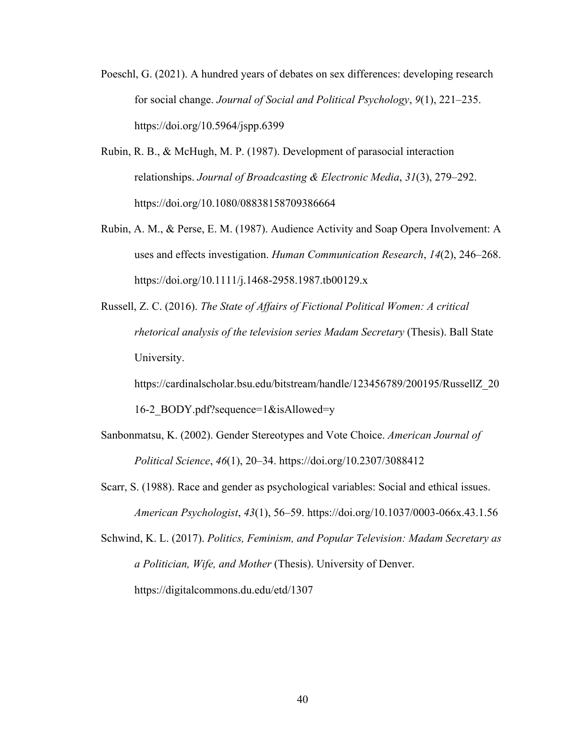Poeschl, G. (2021). A hundred years of debates on sex differences: developing research for social change. *Journal of Social and Political Psychology*, *9*(1), 221–235. https://doi.org/10.5964/jspp.6399

Rubin, R. B., & McHugh, M. P. (1987). Development of parasocial interaction relationships. *Journal of Broadcasting & Electronic Media*, *31*(3), 279–292. https://doi.org/10.1080/08838158709386664

Rubin, A. M., & Perse, E. M. (1987). Audience Activity and Soap Opera Involvement: A uses and effects investigation. *Human Communication Research*, *14*(2), 246–268. https://doi.org/10.1111/j.1468-2958.1987.tb00129.x

Russell, Z. C. (2016). *The State of Affairs of Fictional Political Women: A critical rhetorical analysis of the television series Madam Secretary* (Thesis). Ball State University. https://cardinalscholar.bsu.edu/bitstream/handle/123456789/200195/RussellZ_2016-2_BODY.pdf?sequence=1&isAllowed=y

Sanbonmatsu, K. (2002). Gender Stereotypes and Vote Choice. *American Journal of Political Science*, *46*(1), 20–34. https://doi.org/10.2307/3088412

Scarr, S. (1988). Race and gender as psychological variables: Social and ethical issues. *American Psychologist*, *43*(1), 56–59. https://doi.org/10.1037/0003-066x.43.1.56

Schwind, K. L. (2017). *Politics, Feminism, and Popular Television: Madam Secretary as a Politician, Wife, and Mother* (Thesis). University of Denver. https://digitalcommons.du.edu/etd/1307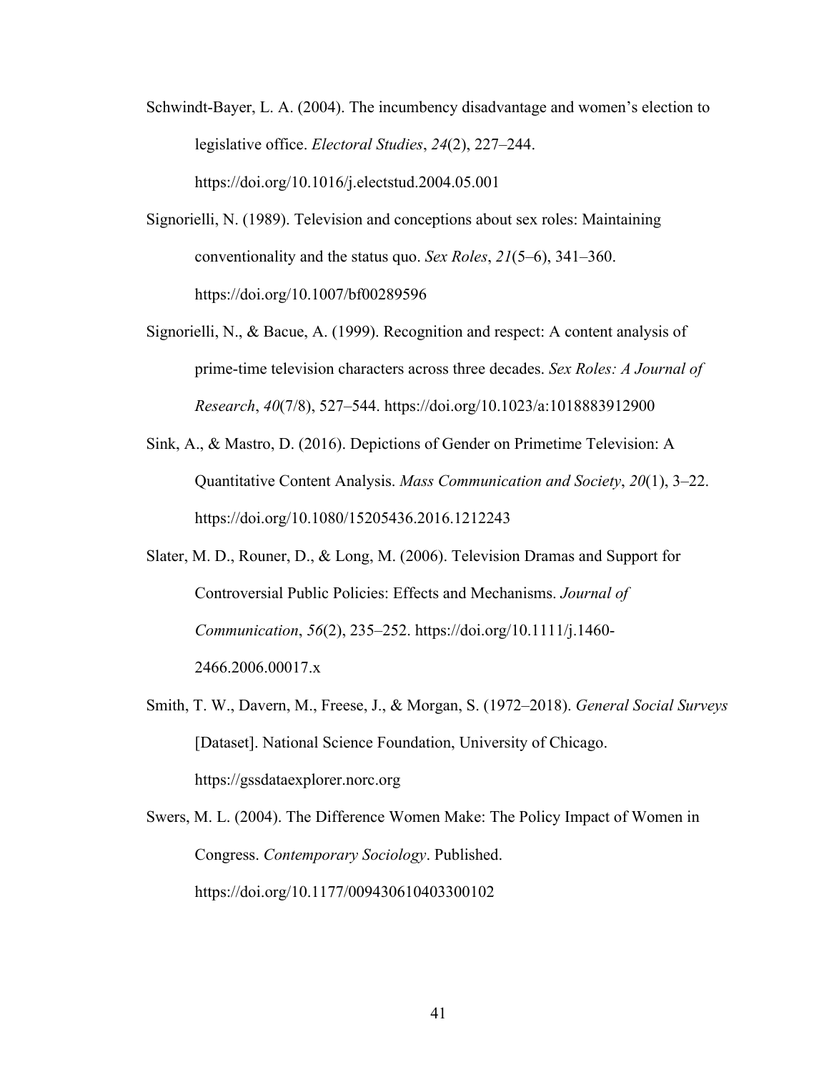Schwindt-Bayer, L. A. (2004). The incumbency disadvantage and women's election to legislative office. *Electoral Studies*, *24*(2), 227–244. https://doi.org/10.1016/j.electstud.2004.05.001

Signorielli, N. (1989). Television and conceptions about sex roles: Maintaining conventionality and the status quo. *Sex Roles*, *21*(5–6), 341–360. https://doi.org/10.1007/bf00289596

Signorielli, N., & Bacue, A. (1999). Recognition and respect: A content analysis of prime-time television characters across three decades. *Sex Roles: A Journal of Research*, *40*(7/8), 527–544. https://doi.org/10.1023/a:1018883912900

Sink, A., & Mastro, D. (2016). Depictions of Gender on Primetime Television: A Quantitative Content Analysis. *Mass Communication and Society*, *20*(1), 3–22. https://doi.org/10.1080/15205436.2016.1212243

Slater, M. D., Rouner, D., & Long, M. (2006). Television Dramas and Support for Controversial Public Policies: Effects and Mechanisms. *Journal of Communication*, *56*(2), 235–252. https://doi.org/10.1111/j.1460-2466.2006.00017.x

Smith, T. W., Davern, M., Freese, J., & Morgan, S. (1972–2018). *General Social Surveys* [Dataset]. National Science Foundation, University of Chicago. https://gssdataexplorer.norc.org

Swers, M. L. (2004). The Difference Women Make: The Policy Impact of Women in Congress. *Contemporary Sociology*. Published. https://doi.org/10.1177/009430610403300102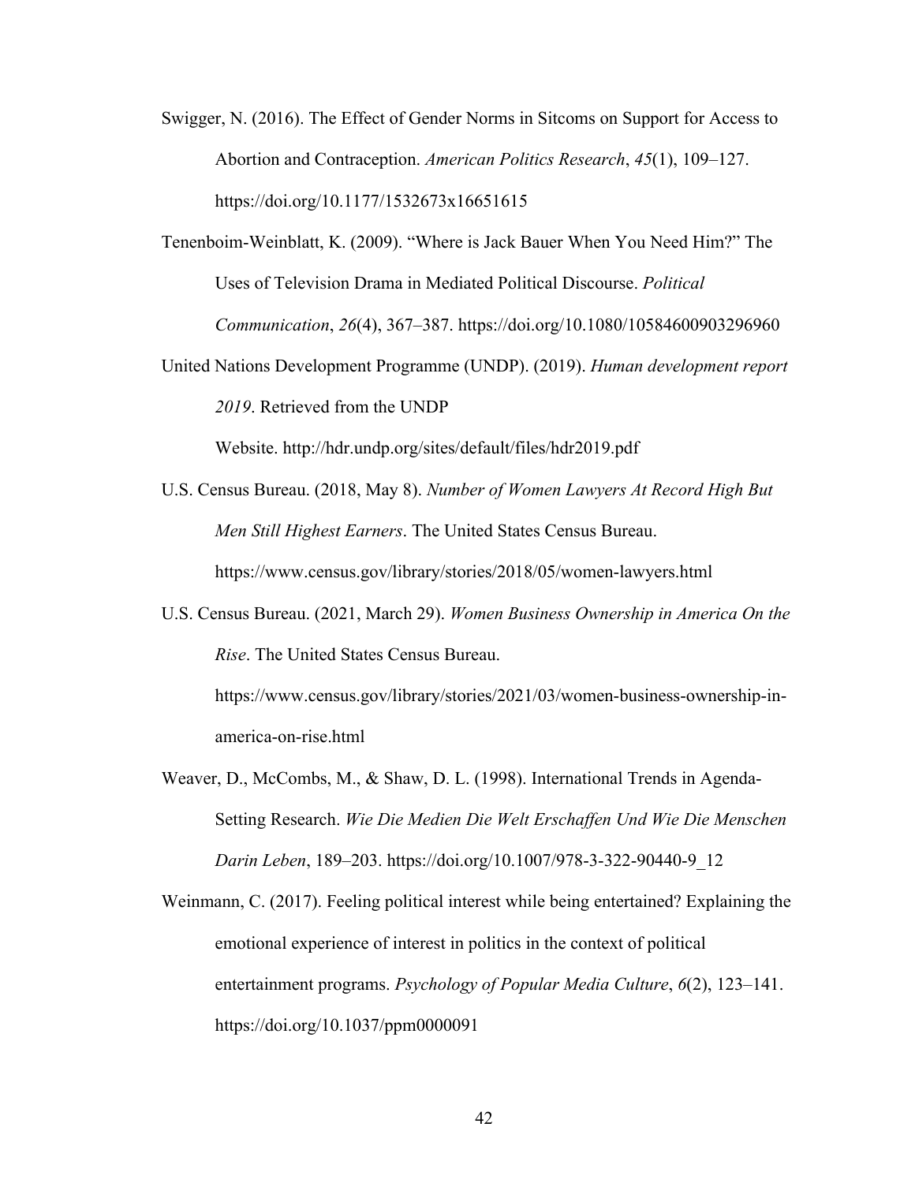Swigger, N. (2016). The Effect of Gender Norms in Sitcoms on Support for Access to Abortion and Contraception. *American Politics Research*, *45*(1), 109–127. https://doi.org/10.1177/1532673x16651615

Tenenboim-Weinblatt, K. (2009). "Where is Jack Bauer When You Need Him?" The Uses of Television Drama in Mediated Political Discourse. *Political Communication*, *26*(4), 367–387. https://doi.org/10.1080/10584600903296960

United Nations Development Programme (UNDP). (2019). *Human development report 2019*. Retrieved from the UNDP Website. http://hdr.undp.org/sites/default/files/hdr2019.pdf

U.S. Census Bureau. (2018, May 8). *Number of Women Lawyers At Record High But Men Still Highest Earners*. The United States Census Bureau. https://www.census.gov/library/stories/2018/05/women-lawyers.html

U.S. Census Bureau. (2021, March 29). *Women Business Ownership in America On the Rise*. The United States Census Bureau. https://www.census.gov/library/stories/2021/03/women-business-ownership-in-america-on-rise.html

Weaver, D., McCombs, M., & Shaw, D. L. (1998). International Trends in Agenda-Setting Research. *Wie Die Medien Die Welt Erschaffen Und Wie Die Menschen Darin Leben*, 189–203. https://doi.org/10.1007/978-3-322-90440-9_12

Weinmann, C. (2017). Feeling political interest while being entertained? Explaining the emotional experience of interest in politics in the context of political entertainment programs. *Psychology of Popular Media Culture*, *6*(2), 123–141. https://doi.org/10.1037/ppm0000091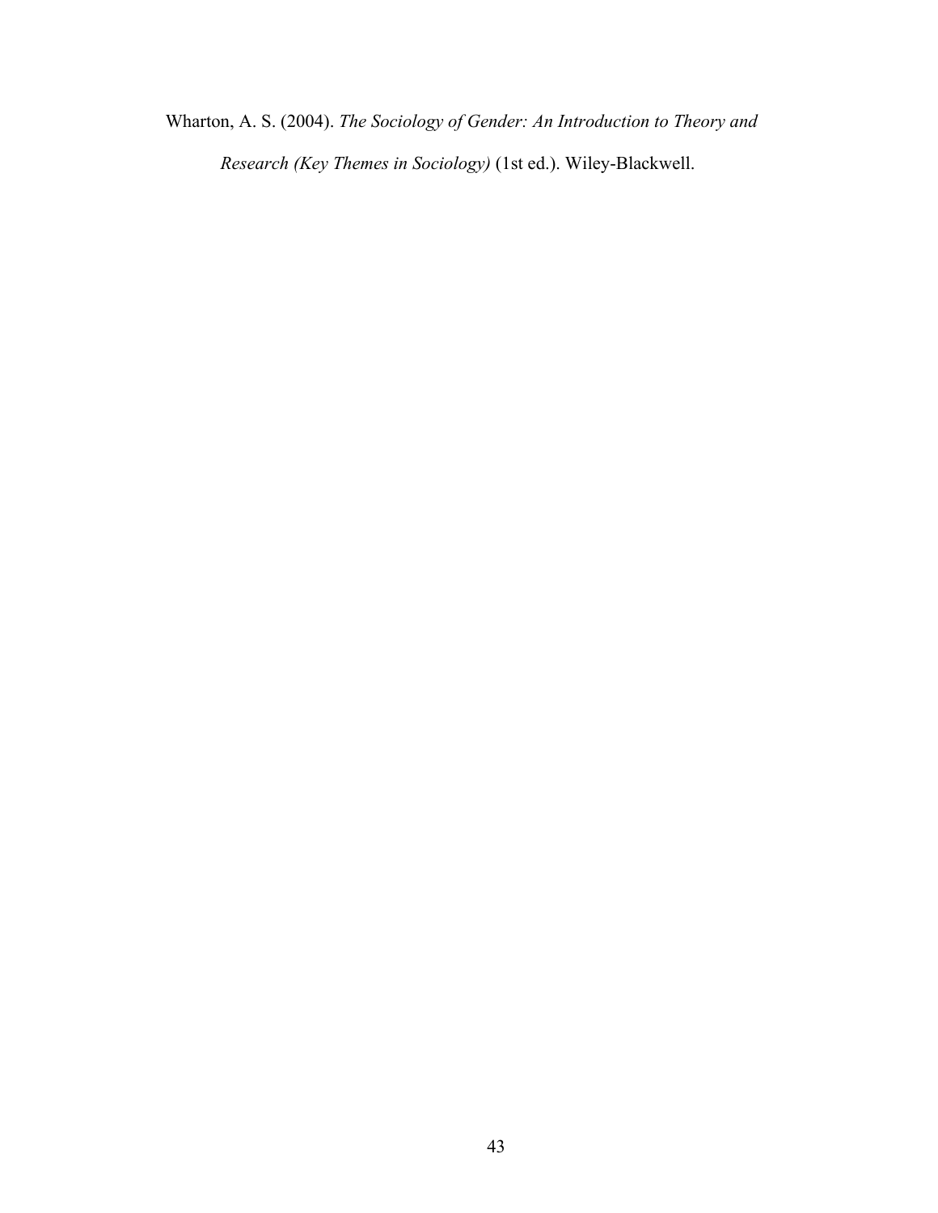Wharton, A. S. (2004). *The Sociology of Gender: An Introduction to Theory and Research (Key Themes in Sociology)* (1st ed.). Wiley-Blackwell.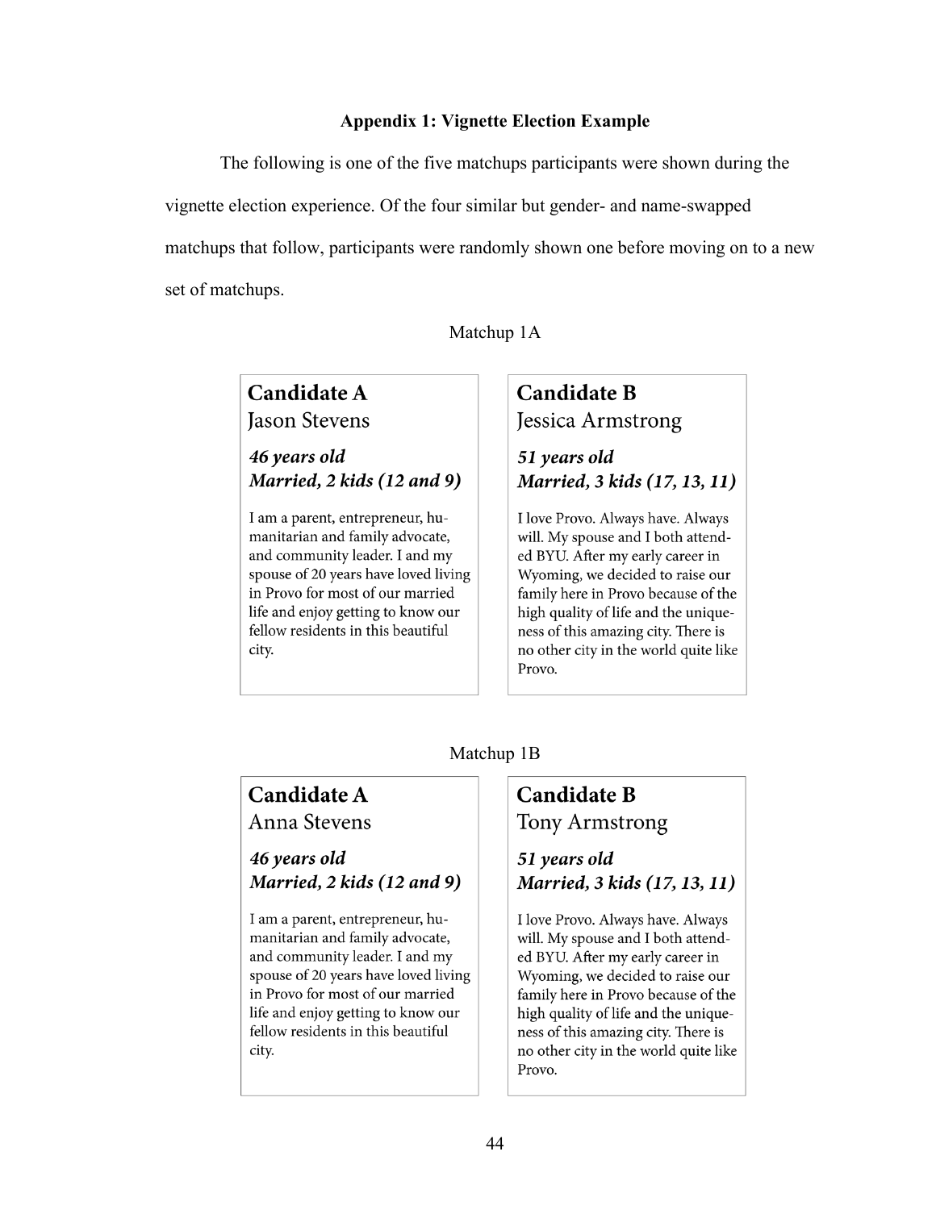### Appendix 1: Vignette Election Example

The following is one of the five matchups participants were shown during the vignette election experience. Of the four similar but gender- and name-swapped matchups that follow, participants were randomly shown one before moving on to a new set of matchups.

Matchup 1A

**Candidate A**
Jason Stevens

***46 years old***
***Married, 2 kids (12 and 9)***

I am a parent, entrepreneur, humanitarian and family advocate, and community leader. I and my spouse of 20 years have loved living in Provo for most of our married life and enjoy getting to know our fellow residents in this beautiful city.

**Candidate B**
Jessica Armstrong

***51 years old***
***Married, 3 kids (17, 13, 11)***

I love Provo. Always have. Always will. My spouse and I both attended BYU. After my early career in Wyoming, we decided to raise our family here in Provo because of the high quality of life and the uniqueness of this amazing city. There is no other city in the world quite like Provo.

Matchup 1B

**Candidate A**
Anna Stevens

***46 years old***
***Married, 2 kids (12 and 9)***

I am a parent, entrepreneur, humanitarian and family advocate, and community leader. I and my spouse of 20 years have loved living in Provo for most of our married life and enjoy getting to know our fellow residents in this beautiful city.

**Candidate B**
Tony Armstrong

***51 years old***
***Married, 3 kids (17, 13, 11)***

I love Provo. Always have. Always will. My spouse and I both attended BYU. After my early career in Wyoming, we decided to raise our family here in Provo because of the high quality of life and the uniqueness of this amazing city. There is no other city in the world quite like Provo.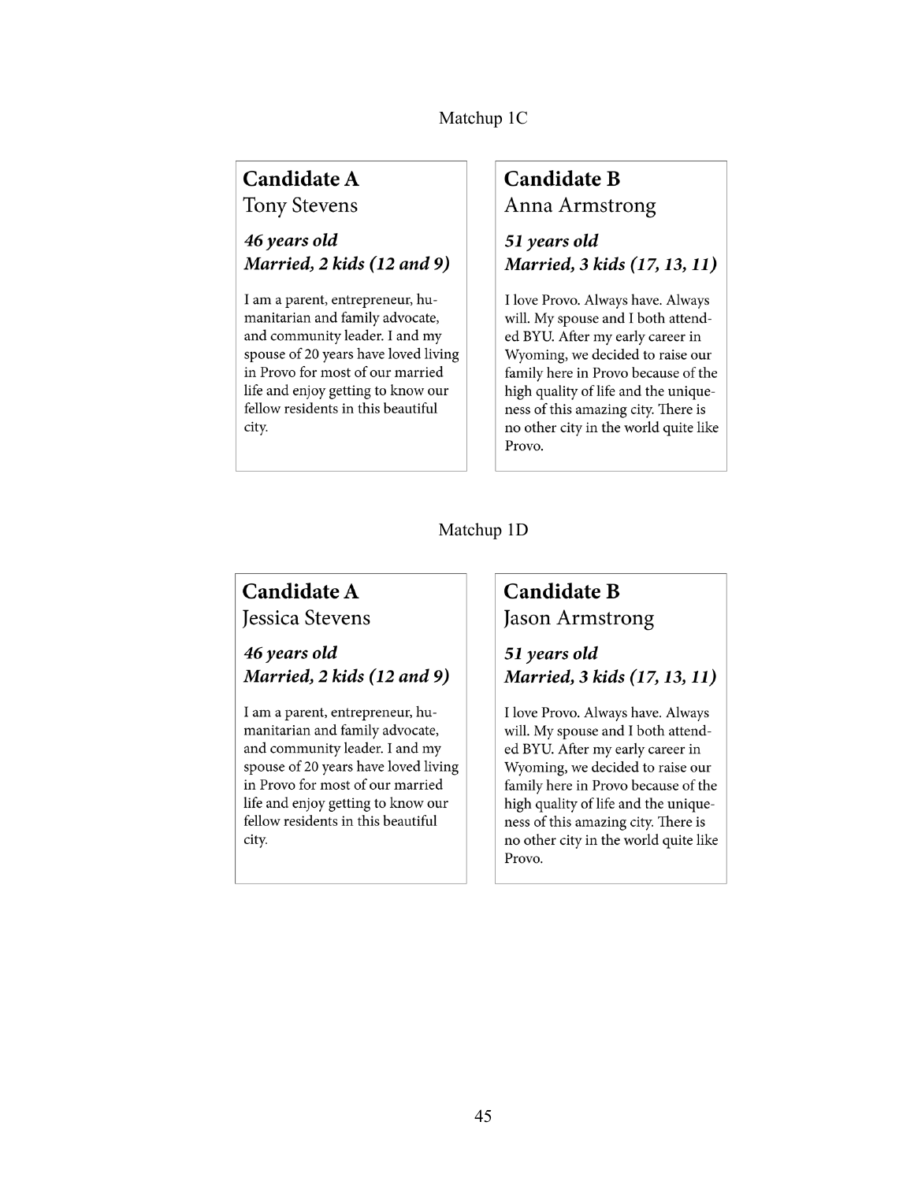Matchup 1C

**Candidate A**
Tony Stevens

***46 years old***
***Married, 2 kids (12 and 9)***

I am a parent, entrepreneur, humanitarian and family advocate, and community leader. I and my spouse of 20 years have loved living in Provo for most of our married life and enjoy getting to know our fellow residents in this beautiful city.

**Candidate B**
Anna Armstrong

***51 years old***
***Married, 3 kids (17, 13, 11)***

I love Provo. Always have. Always will. My spouse and I both attended BYU. After my early career in Wyoming, we decided to raise our family here in Provo because of the high quality of life and the uniqueness of this amazing city. There is no other city in the world quite like Provo.

Matchup 1D

**Candidate A**
Jessica Stevens

***46 years old***
***Married, 2 kids (12 and 9)***

I am a parent, entrepreneur, humanitarian and family advocate, and community leader. I and my spouse of 20 years have loved living in Provo for most of our married life and enjoy getting to know our fellow residents in this beautiful city.

**Candidate B**
Jason Armstrong

***51 years old***
***Married, 3 kids (17, 13, 11)***

I love Provo. Always have. Always will. My spouse and I both attended BYU. After my early career in Wyoming, we decided to raise our family here in Provo because of the high quality of life and the uniqueness of this amazing city. There is no other city in the world quite like Provo.